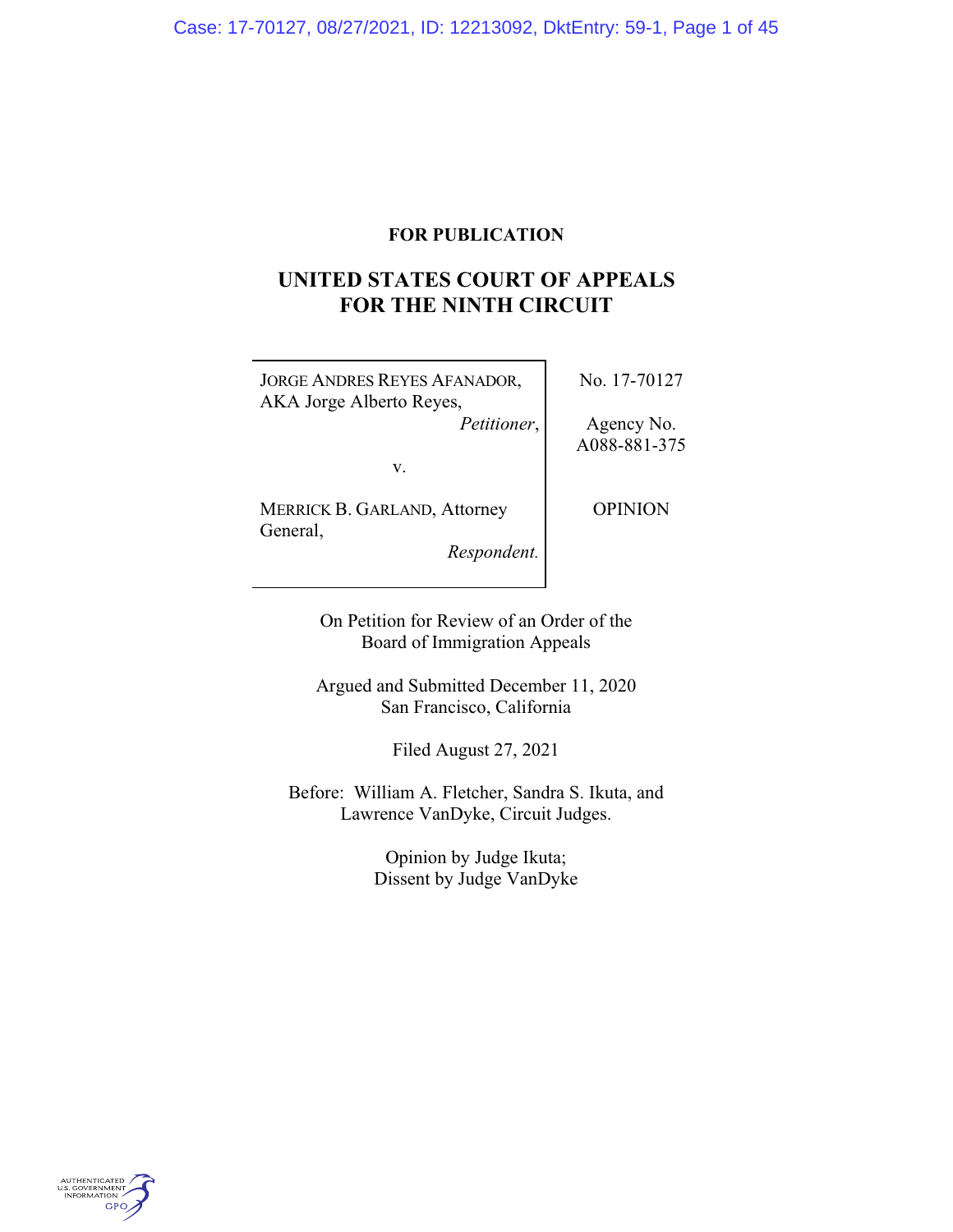**FOR PUBLICATION**

# UNITED STATES COURT OF APPEALS FOR THE NINTH CIRCUIT

| | |
|---|---|
| JORGE ANDRES REYES AFANADOR, AKA Jorge Alberto Reyes, *Petitioner*, v. MERRICK B. GARLAND, Attorney General, *Respondent.* | No. 17-70127 Agency No. A088-881-375 OPINION |

On Petition for Review of an Order of the Board of Immigration Appeals

Argued and Submitted December 11, 2020
San Francisco, California

Filed August 27, 2021

Before: William A. Fletcher, Sandra S. Ikuta, and Lawrence VanDyke, Circuit Judges.

Opinion by Judge Ikuta;
Dissent by Judge VanDyke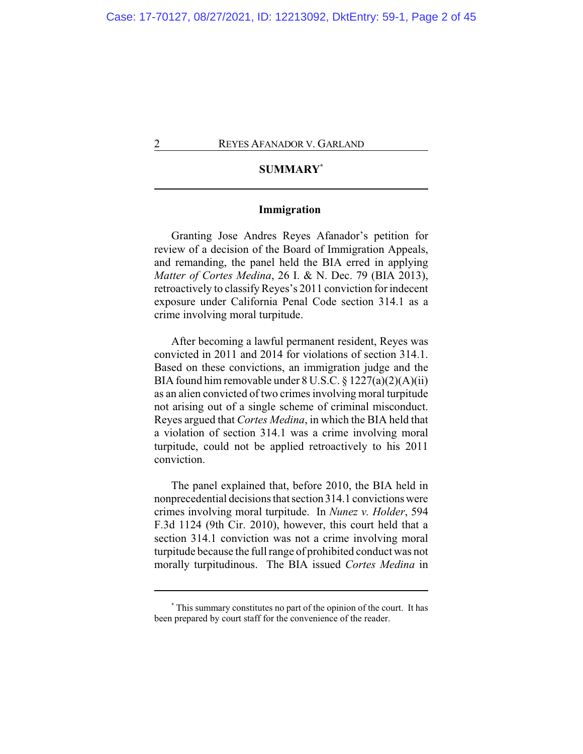## SUMMARY[*]

### Immigration

Granting Jose Andres Reyes Afanador's petition for review of a decision of the Board of Immigration Appeals, and remanding, the panel held the BIA erred in applying *Matter of Cortes Medina*, 26 I. & N. Dec. 79 (BIA 2013), retroactively to classify Reyes's 2011 conviction for indecent exposure under California Penal Code section 314.1 as a crime involving moral turpitude.

After becoming a lawful permanent resident, Reyes was convicted in 2011 and 2014 for violations of section 314.1. Based on these convictions, an immigration judge and the BIA found him removable under 8 U.S.C. § 1227(a)(2)(A)(ii) as an alien convicted of two crimes involving moral turpitude not arising out of a single scheme of criminal misconduct. Reyes argued that *Cortes Medina*, in which the BIA held that a violation of section 314.1 was a crime involving moral turpitude, could not be applied retroactively to his 2011 conviction.

The panel explained that, before 2010, the BIA held in nonprecedential decisions that section 314.1 convictions were crimes involving moral turpitude. In *Nunez v. Holder*, 594 F.3d 1124 (9th Cir. 2010), however, this court held that a section 314.1 conviction was not a crime involving moral turpitude because the full range of prohibited conduct was not morally turpitudinous. The BIA issued *Cortes Medina* in

---

[*] This summary constitutes no part of the opinion of the court. It has been prepared by court staff for the convenience of the reader.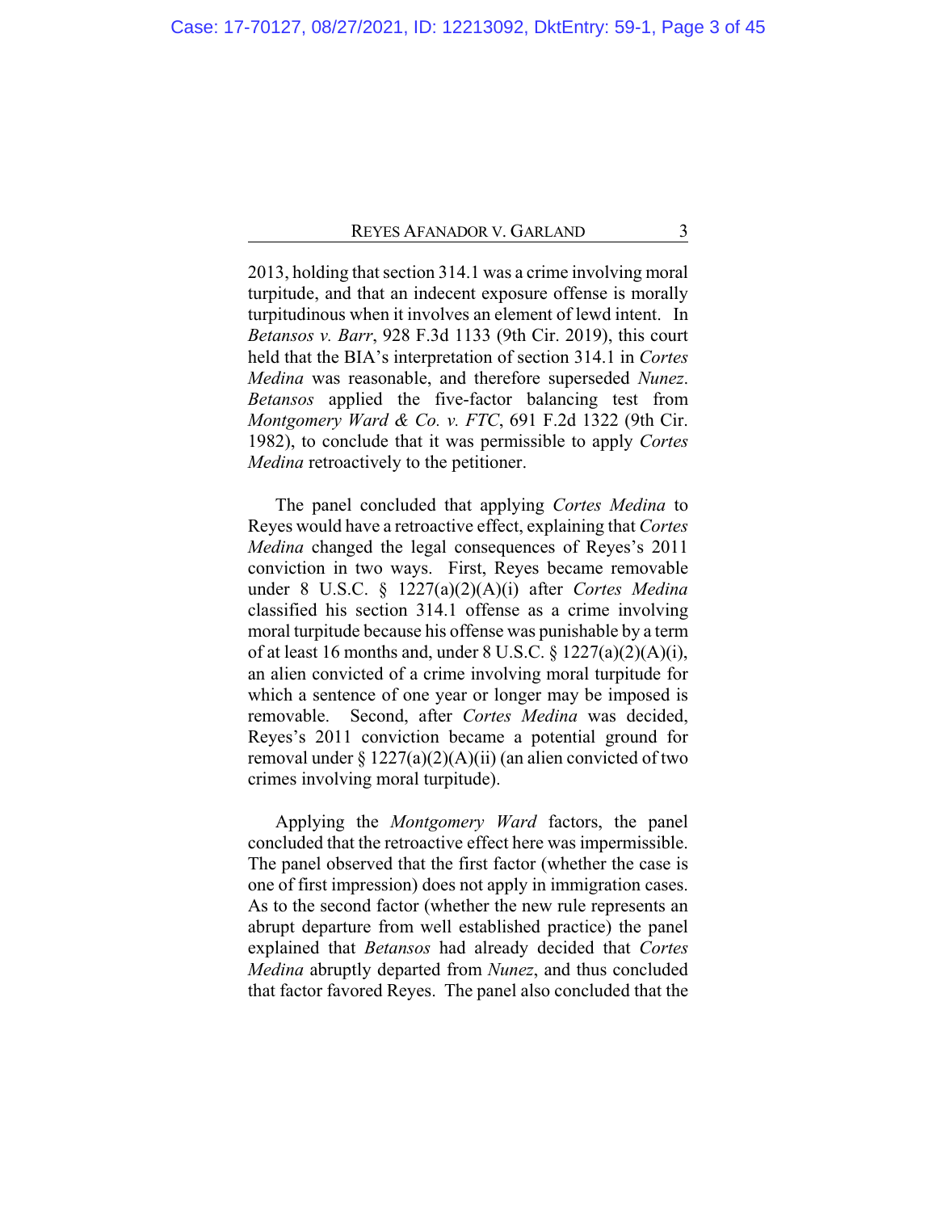2013, holding that section 314.1 was a crime involving moral turpitude, and that an indecent exposure offense is morally turpitudinous when it involves an element of lewd intent. In *Betansos v. Barr*, 928 F.3d 1133 (9th Cir. 2019), this court held that the BIA's interpretation of section 314.1 in *Cortes Medina* was reasonable, and therefore superseded *Nunez*. *Betansos* applied the five-factor balancing test from *Montgomery Ward & Co. v. FTC*, 691 F.2d 1322 (9th Cir. 1982), to conclude that it was permissible to apply *Cortes Medina* retroactively to the petitioner.

The panel concluded that applying *Cortes Medina* to Reyes would have a retroactive effect, explaining that *Cortes Medina* changed the legal consequences of Reyes's 2011 conviction in two ways. First, Reyes became removable under 8 U.S.C. § 1227(a)(2)(A)(i) after *Cortes Medina* classified his section 314.1 offense as a crime involving moral turpitude because his offense was punishable by a term of at least 16 months and, under 8 U.S.C. § 1227(a)(2)(A)(i), an alien convicted of a crime involving moral turpitude for which a sentence of one year or longer may be imposed is removable. Second, after *Cortes Medina* was decided, Reyes's 2011 conviction became a potential ground for removal under § 1227(a)(2)(A)(ii) (an alien convicted of two crimes involving moral turpitude).

Applying the *Montgomery Ward* factors, the panel concluded that the retroactive effect here was impermissible. The panel observed that the first factor (whether the case is one of first impression) does not apply in immigration cases. As to the second factor (whether the new rule represents an abrupt departure from well established practice) the panel explained that *Betansos* had already decided that *Cortes Medina* abruptly departed from *Nunez*, and thus concluded that factor favored Reyes. The panel also concluded that the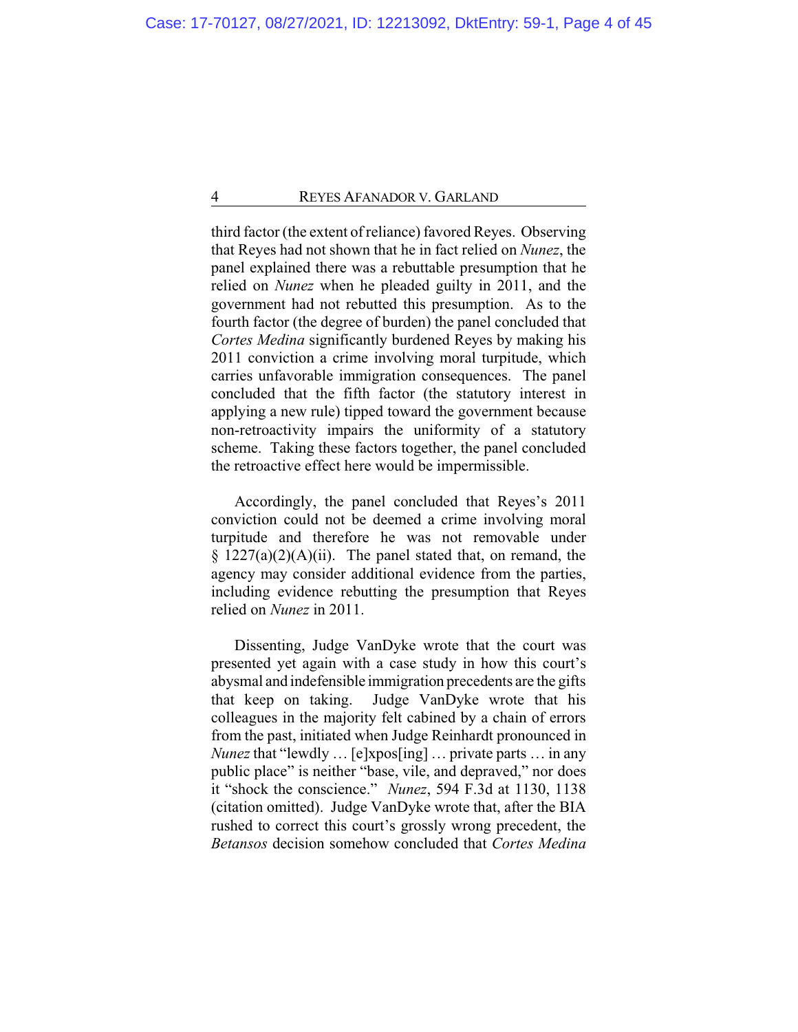third factor (the extent of reliance) favored Reyes. Observing that Reyes had not shown that he in fact relied on *Nunez*, the panel explained there was a rebuttable presumption that he relied on *Nunez* when he pleaded guilty in 2011, and the government had not rebutted this presumption. As to the fourth factor (the degree of burden) the panel concluded that *Cortes Medina* significantly burdened Reyes by making his 2011 conviction a crime involving moral turpitude, which carries unfavorable immigration consequences. The panel concluded that the fifth factor (the statutory interest in applying a new rule) tipped toward the government because non-retroactivity impairs the uniformity of a statutory scheme. Taking these factors together, the panel concluded the retroactive effect here would be impermissible.

Accordingly, the panel concluded that Reyes's 2011 conviction could not be deemed a crime involving moral turpitude and therefore he was not removable under § 1227(a)(2)(A)(ii). The panel stated that, on remand, the agency may consider additional evidence from the parties, including evidence rebutting the presumption that Reyes relied on *Nunez* in 2011.

Dissenting, Judge VanDyke wrote that the court was presented yet again with a case study in how this court's abysmal and indefensible immigration precedents are the gifts that keep on taking. Judge VanDyke wrote that his colleagues in the majority felt cabined by a chain of errors from the past, initiated when Judge Reinhardt pronounced in *Nunez* that "lewdly … [e]xpos[ing] … private parts … in any public place" is neither "base, vile, and depraved," nor does it "shock the conscience." *Nunez*, 594 F.3d at 1130, 1138 (citation omitted). Judge VanDyke wrote that, after the BIA rushed to correct this court's grossly wrong precedent, the *Betansos* decision somehow concluded that *Cortes Medina*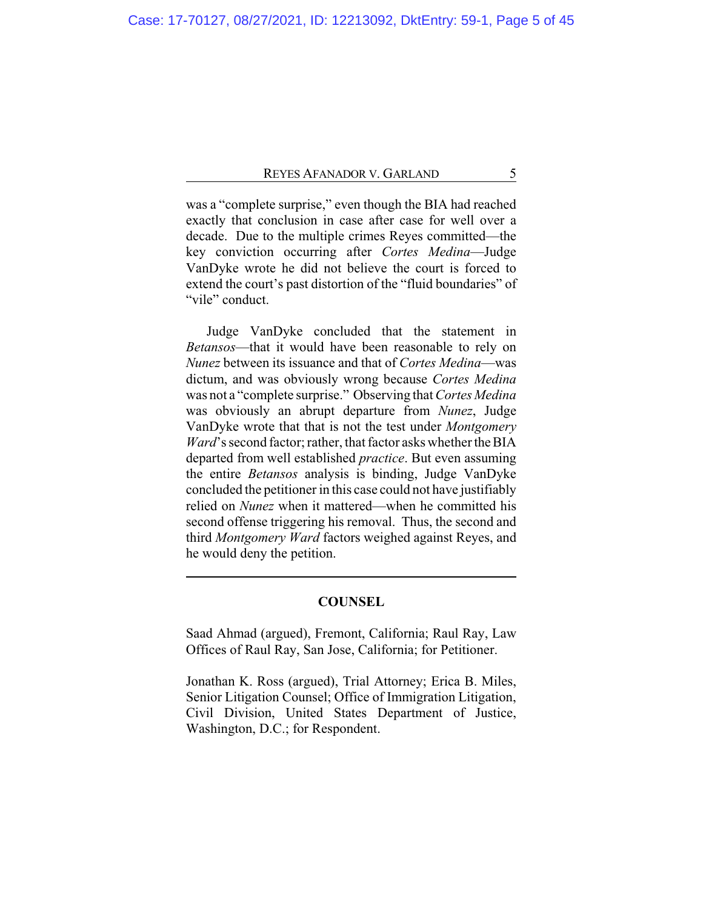was a "complete surprise," even though the BIA had reached exactly that conclusion in case after case for well over a decade. Due to the multiple crimes Reyes committed—the key conviction occurring after *Cortes Medina*—Judge VanDyke wrote he did not believe the court is forced to extend the court's past distortion of the "fluid boundaries" of "vile" conduct.

Judge VanDyke concluded that the statement in *Betansos*—that it would have been reasonable to rely on *Nunez* between its issuance and that of *Cortes Medina*—was dictum, and was obviously wrong because *Cortes Medina* was not a "complete surprise." Observing that *Cortes Medina* was obviously an abrupt departure from *Nunez*, Judge VanDyke wrote that that is not the test under *Montgomery Ward*'s second factor; rather, that factor asks whether the BIA departed from well established *practice*. But even assuming the entire *Betansos* analysis is binding, Judge VanDyke concluded the petitioner in this case could not have justifiably relied on *Nunez* when it mattered—when he committed his second offense triggering his removal. Thus, the second and third *Montgomery Ward* factors weighed against Reyes, and he would deny the petition.

---

## COUNSEL

Saad Ahmad (argued), Fremont, California; Raul Ray, Law Offices of Raul Ray, San Jose, California; for Petitioner.

Jonathan K. Ross (argued), Trial Attorney; Erica B. Miles, Senior Litigation Counsel; Office of Immigration Litigation, Civil Division, United States Department of Justice, Washington, D.C.; for Respondent.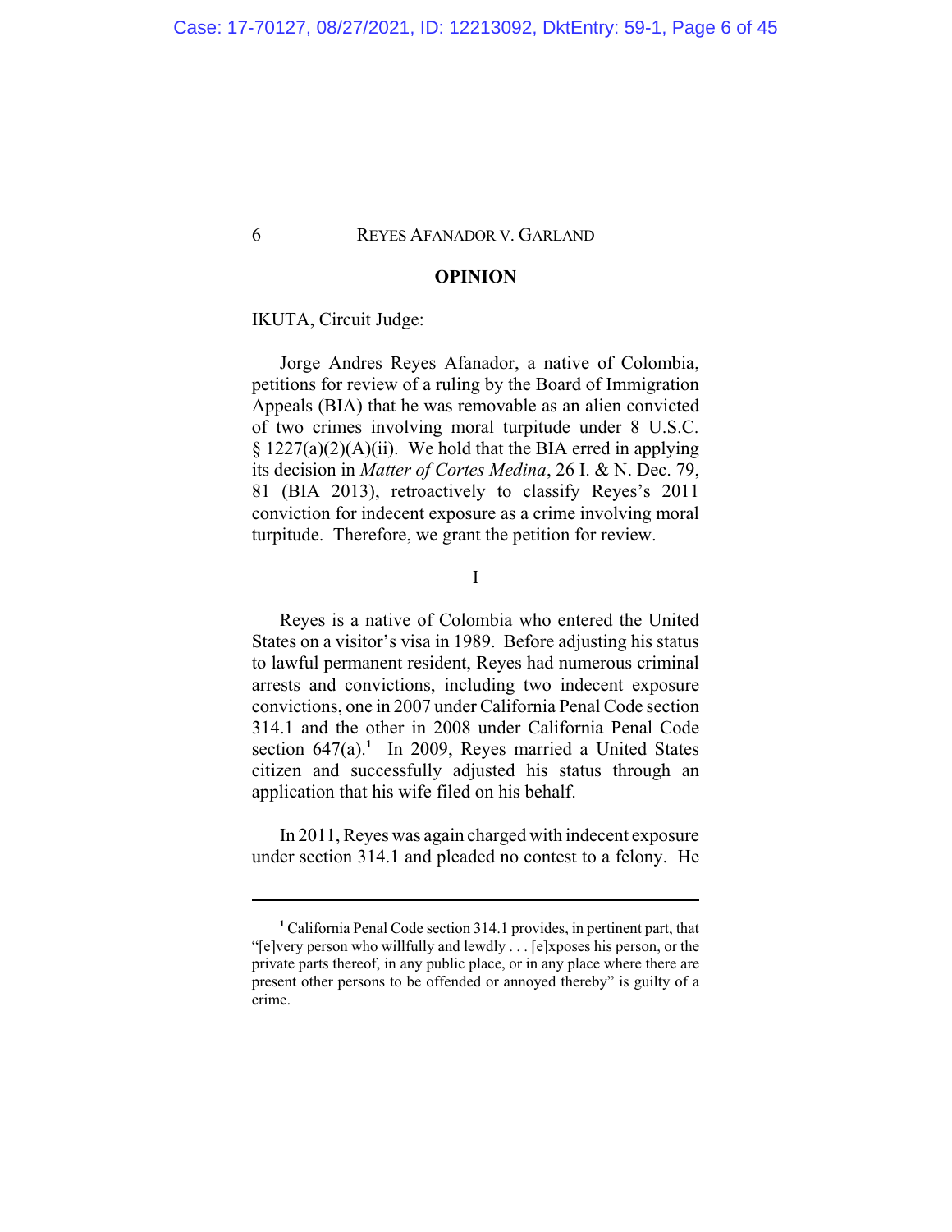## OPINION

IKUTA, Circuit Judge:

Jorge Andres Reyes Afanador, a native of Colombia, petitions for review of a ruling by the Board of Immigration Appeals (BIA) that he was removable as an alien convicted of two crimes involving moral turpitude under 8 U.S.C. § 1227(a)(2)(A)(ii). We hold that the BIA erred in applying its decision in *Matter of Cortes Medina*, 26 I. & N. Dec. 79, 81 (BIA 2013), retroactively to classify Reyes's 2011 conviction for indecent exposure as a crime involving moral turpitude. Therefore, we grant the petition for review.

### I

Reyes is a native of Colombia who entered the United States on a visitor's visa in 1989. Before adjusting his status to lawful permanent resident, Reyes had numerous criminal arrests and convictions, including two indecent exposure convictions, one in 2007 under California Penal Code section 314.1 and the other in 2008 under California Penal Code section 647(a).[1] In 2009, Reyes married a United States citizen and successfully adjusted his status through an application that his wife filed on his behalf.

In 2011, Reyes was again charged with indecent exposure under section 314.1 and pleaded no contest to a felony. He

[1] California Penal Code section 314.1 provides, in pertinent part, that "[e]very person who willfully and lewdly . . . [e]xposes his person, or the private parts thereof, in any public place, or in any place where there are present other persons to be offended or annoyed thereby" is guilty of a crime.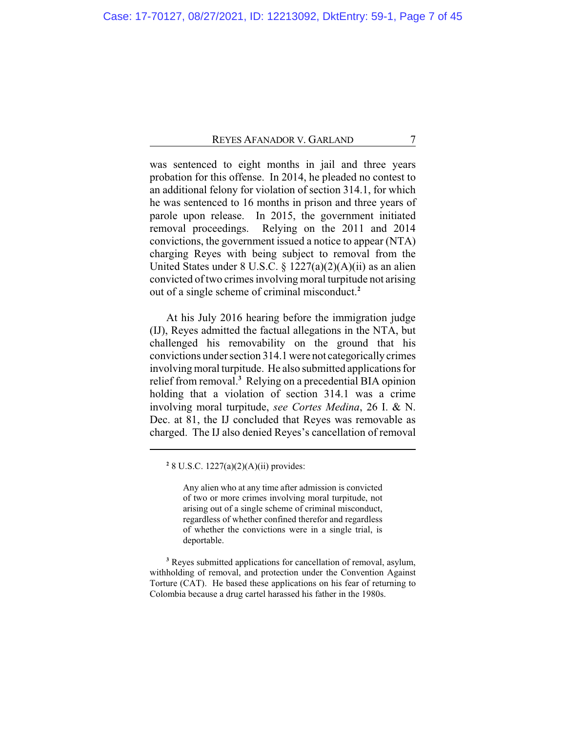was sentenced to eight months in jail and three years probation for this offense. In 2014, he pleaded no contest to an additional felony for violation of section 314.1, for which he was sentenced to 16 months in prison and three years of parole upon release. In 2015, the government initiated removal proceedings. Relying on the 2011 and 2014 convictions, the government issued a notice to appear (NTA) charging Reyes with being subject to removal from the United States under 8 U.S.C. § 1227(a)(2)(A)(ii) as an alien convicted of two crimes involving moral turpitude not arising out of a single scheme of criminal misconduct.[2]

At his July 2016 hearing before the immigration judge (IJ), Reyes admitted the factual allegations in the NTA, but challenged his removability on the ground that his convictions under section 314.1 were not categorically crimes involving moral turpitude. He also submitted applications for relief from removal.[3] Relying on a precedential BIA opinion holding that a violation of section 314.1 was a crime involving moral turpitude, *see Cortes Medina*, 26 I. & N. Dec. at 81, the IJ concluded that Reyes was removable as charged. The IJ also denied Reyes's cancellation of removal

---

[2] 8 U.S.C. 1227(a)(2)(A)(ii) provides:

> Any alien who at any time after admission is convicted of two or more crimes involving moral turpitude, not arising out of a single scheme of criminal misconduct, regardless of whether confined therefor and regardless of whether the convictions were in a single trial, is deportable.

[3] Reyes submitted applications for cancellation of removal, asylum, withholding of removal, and protection under the Convention Against Torture (CAT). He based these applications on his fear of returning to Colombia because a drug cartel harassed his father in the 1980s.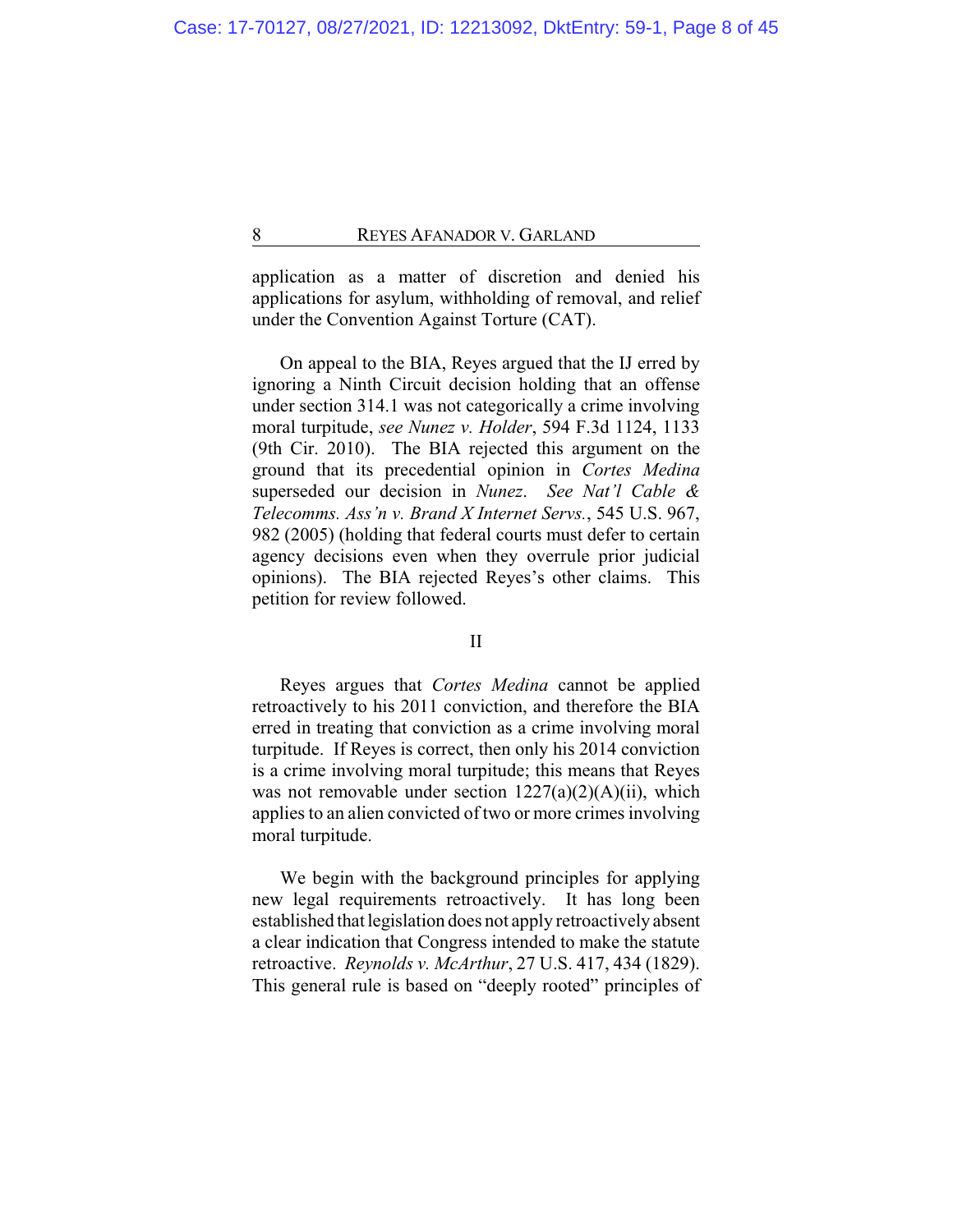application as a matter of discretion and denied his applications for asylum, withholding of removal, and relief under the Convention Against Torture (CAT).

On appeal to the BIA, Reyes argued that the IJ erred by ignoring a Ninth Circuit decision holding that an offense under section 314.1 was not categorically a crime involving moral turpitude, *see Nunez v. Holder*, 594 F.3d 1124, 1133 (9th Cir. 2010). The BIA rejected this argument on the ground that its precedential opinion in *Cortes Medina* superseded our decision in *Nunez*. *See Nat'l Cable & Telecomms. Ass'n v. Brand X Internet Servs.*, 545 U.S. 967, 982 (2005) (holding that federal courts must defer to certain agency decisions even when they overrule prior judicial opinions). The BIA rejected Reyes's other claims. This petition for review followed.

## II

Reyes argues that *Cortes Medina* cannot be applied retroactively to his 2011 conviction, and therefore the BIA erred in treating that conviction as a crime involving moral turpitude. If Reyes is correct, then only his 2014 conviction is a crime involving moral turpitude; this means that Reyes was not removable under section 1227(a)(2)(A)(ii), which applies to an alien convicted of two or more crimes involving moral turpitude.

We begin with the background principles for applying new legal requirements retroactively. It has long been established that legislation does not apply retroactively absent a clear indication that Congress intended to make the statute retroactive. *Reynolds v. McArthur*, 27 U.S. 417, 434 (1829). This general rule is based on "deeply rooted" principles of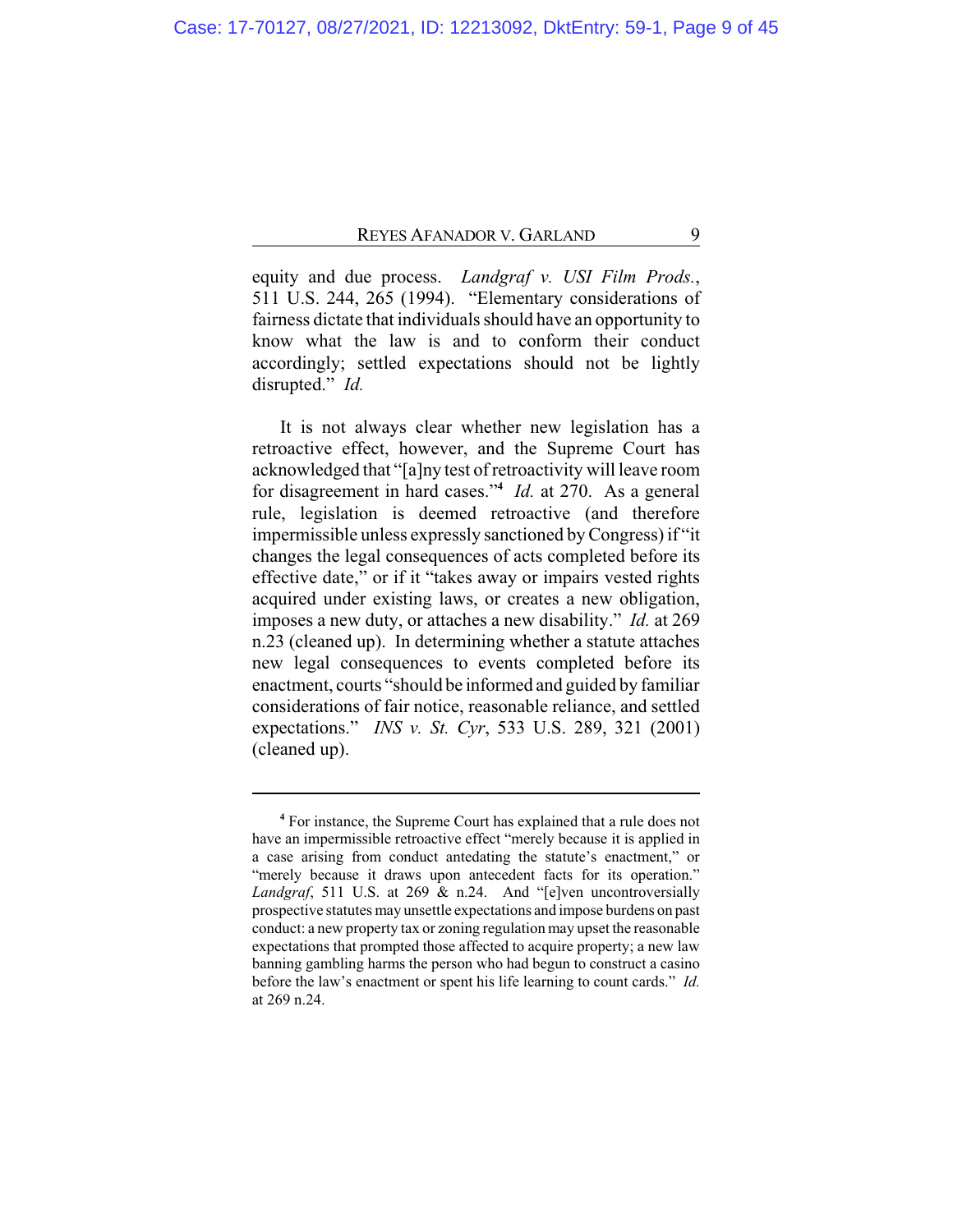equity and due process. *Landgraf v. USI Film Prods.*, 511 U.S. 244, 265 (1994). "Elementary considerations of fairness dictate that individuals should have an opportunity to know what the law is and to conform their conduct accordingly; settled expectations should not be lightly disrupted." *Id.*

It is not always clear whether new legislation has a retroactive effect, however, and the Supreme Court has acknowledged that "[a]ny test of retroactivity will leave room for disagreement in hard cases."[4] *Id.* at 270. As a general rule, legislation is deemed retroactive (and therefore impermissible unless expressly sanctioned by Congress) if "it changes the legal consequences of acts completed before its effective date," or if it "takes away or impairs vested rights acquired under existing laws, or creates a new obligation, imposes a new duty, or attaches a new disability." *Id.* at 269 n.23 (cleaned up). In determining whether a statute attaches new legal consequences to events completed before its enactment, courts "should be informed and guided by familiar considerations of fair notice, reasonable reliance, and settled expectations." *INS v. St. Cyr*, 533 U.S. 289, 321 (2001) (cleaned up).

---

[4] For instance, the Supreme Court has explained that a rule does not have an impermissible retroactive effect "merely because it is applied in a case arising from conduct antedating the statute's enactment," or "merely because it draws upon antecedent facts for its operation." *Landgraf*, 511 U.S. at 269 & n.24. And "[e]ven uncontroversially prospective statutes may unsettle expectations and impose burdens on past conduct: a new property tax or zoning regulation may upset the reasonable expectations that prompted those affected to acquire property; a new law banning gambling harms the person who had begun to construct a casino before the law's enactment or spent his life learning to count cards." *Id.* at 269 n.24.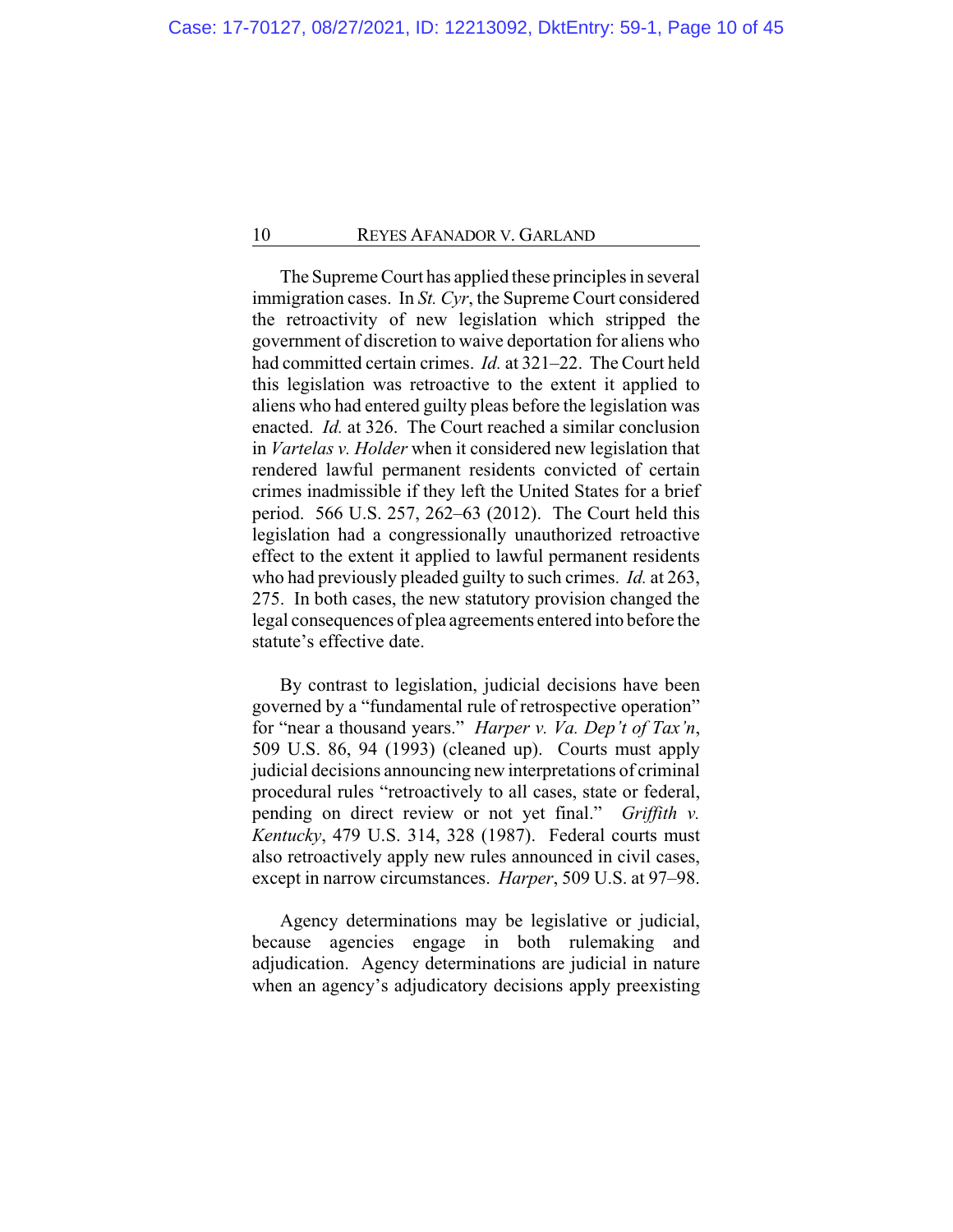The Supreme Court has applied these principles in several immigration cases. In *St. Cyr*, the Supreme Court considered the retroactivity of new legislation which stripped the government of discretion to waive deportation for aliens who had committed certain crimes. *Id.* at 321–22. The Court held this legislation was retroactive to the extent it applied to aliens who had entered guilty pleas before the legislation was enacted. *Id.* at 326. The Court reached a similar conclusion in *Vartelas v. Holder* when it considered new legislation that rendered lawful permanent residents convicted of certain crimes inadmissible if they left the United States for a brief period. 566 U.S. 257, 262–63 (2012). The Court held this legislation had a congressionally unauthorized retroactive effect to the extent it applied to lawful permanent residents who had previously pleaded guilty to such crimes. *Id.* at 263, 275. In both cases, the new statutory provision changed the legal consequences of plea agreements entered into before the statute's effective date.

By contrast to legislation, judicial decisions have been governed by a "fundamental rule of retrospective operation" for "near a thousand years." *Harper v. Va. Dep't of Tax'n*, 509 U.S. 86, 94 (1993) (cleaned up). Courts must apply judicial decisions announcing new interpretations of criminal procedural rules "retroactively to all cases, state or federal, pending on direct review or not yet final." *Griffith v. Kentucky*, 479 U.S. 314, 328 (1987). Federal courts must also retroactively apply new rules announced in civil cases, except in narrow circumstances. *Harper*, 509 U.S. at 97–98.

Agency determinations may be legislative or judicial, because agencies engage in both rulemaking and adjudication. Agency determinations are judicial in nature when an agency's adjudicatory decisions apply preexisting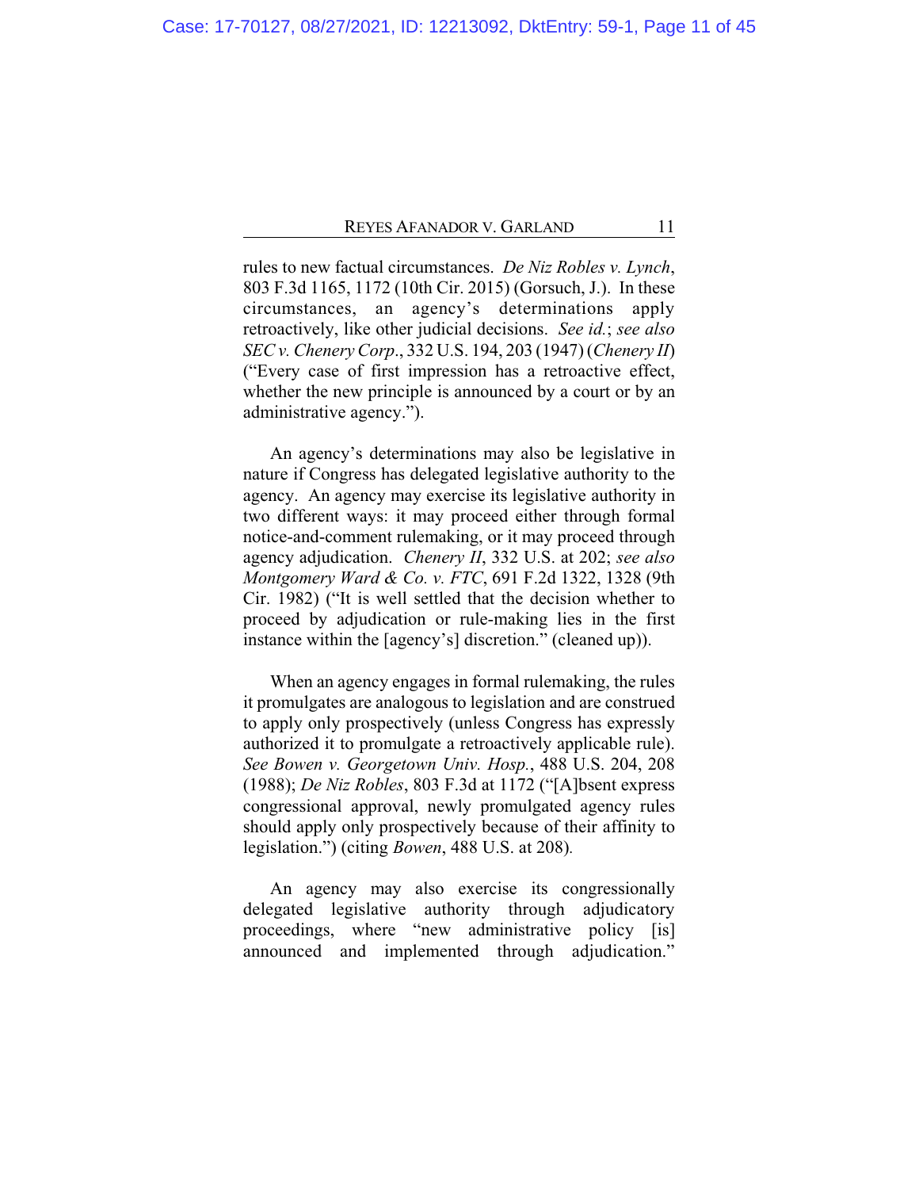rules to new factual circumstances. *De Niz Robles v. Lynch*, 803 F.3d 1165, 1172 (10th Cir. 2015) (Gorsuch, J.). In these circumstances, an agency's determinations apply retroactively, like other judicial decisions. *See id.*; *see also SEC v. Chenery Corp.*, 332 U.S. 194, 203 (1947) (*Chenery II*) ("Every case of first impression has a retroactive effect, whether the new principle is announced by a court or by an administrative agency.").

An agency's determinations may also be legislative in nature if Congress has delegated legislative authority to the agency. An agency may exercise its legislative authority in two different ways: it may proceed either through formal notice-and-comment rulemaking, or it may proceed through agency adjudication. *Chenery II*, 332 U.S. at 202; *see also Montgomery Ward & Co. v. FTC*, 691 F.2d 1322, 1328 (9th Cir. 1982) ("It is well settled that the decision whether to proceed by adjudication or rule-making lies in the first instance within the [agency's] discretion." (cleaned up)).

When an agency engages in formal rulemaking, the rules it promulgates are analogous to legislation and are construed to apply only prospectively (unless Congress has expressly authorized it to promulgate a retroactively applicable rule). *See Bowen v. Georgetown Univ. Hosp.*, 488 U.S. 204, 208 (1988); *De Niz Robles*, 803 F.3d at 1172 ("[A]bsent express congressional approval, newly promulgated agency rules should apply only prospectively because of their affinity to legislation.") (citing *Bowen*, 488 U.S. at 208).

An agency may also exercise its congressionally delegated legislative authority through adjudicatory proceedings, where "new administrative policy [is] announced and implemented through adjudication."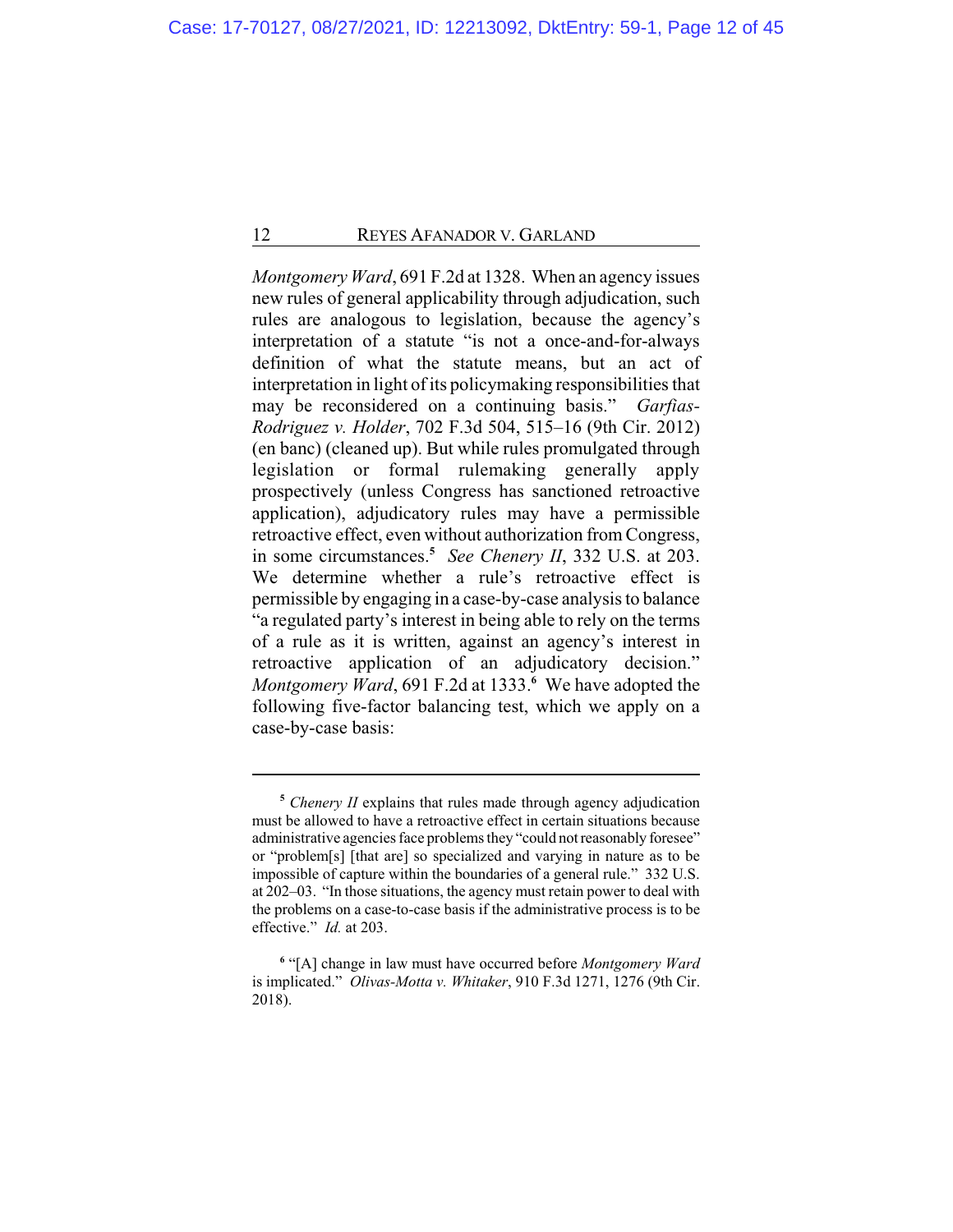*Montgomery Ward*, 691 F.2d at 1328. When an agency issues new rules of general applicability through adjudication, such rules are analogous to legislation, because the agency's interpretation of a statute "is not a once-and-for-always definition of what the statute means, but an act of interpretation in light of its policymaking responsibilities that may be reconsidered on a continuing basis." *Garfias-Rodriguez v. Holder*, 702 F.3d 504, 515–16 (9th Cir. 2012) (en banc) (cleaned up). But while rules promulgated through legislation or formal rulemaking generally apply prospectively (unless Congress has sanctioned retroactive application), adjudicatory rules may have a permissible retroactive effect, even without authorization from Congress, in some circumstances.[5] *See Chenery II*, 332 U.S. at 203. We determine whether a rule's retroactive effect is permissible by engaging in a case-by-case analysis to balance "a regulated party's interest in being able to rely on the terms of a rule as it is written, against an agency's interest in retroactive application of an adjudicatory decision." *Montgomery Ward*, 691 F.2d at 1333.[6] We have adopted the following five-factor balancing test, which we apply on a case-by-case basis:

---

[5] *Chenery II* explains that rules made through agency adjudication must be allowed to have a retroactive effect in certain situations because administrative agencies face problems they "could not reasonably foresee" or "problem[s] [that are] so specialized and varying in nature as to be impossible of capture within the boundaries of a general rule." 332 U.S. at 202–03. "In those situations, the agency must retain power to deal with the problems on a case-to-case basis if the administrative process is to be effective." *Id.* at 203.

[6] "[A] change in law must have occurred before *Montgomery Ward* is implicated." *Olivas-Motta v. Whitaker*, 910 F.3d 1271, 1276 (9th Cir. 2018).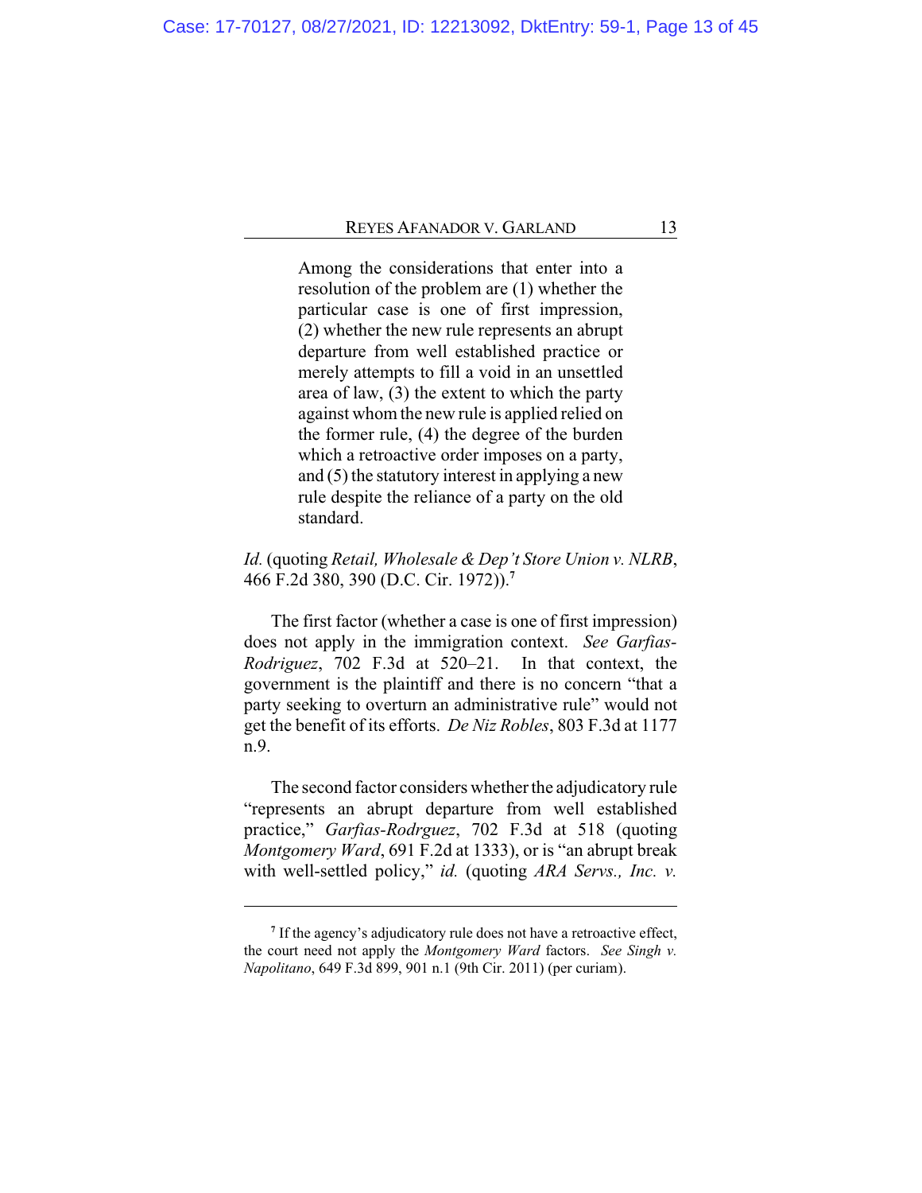> Among the considerations that enter into a resolution of the problem are (1) whether the particular case is one of first impression, (2) whether the new rule represents an abrupt departure from well established practice or merely attempts to fill a void in an unsettled area of law, (3) the extent to which the party against whom the new rule is applied relied on the former rule, (4) the degree of the burden which a retroactive order imposes on a party, and (5) the statutory interest in applying a new rule despite the reliance of a party on the old standard.

*Id.* (quoting *Retail, Wholesale & Dep't Store Union v. NLRB*, 466 F.2d 380, 390 (D.C. Cir. 1972)).[7]

The first factor (whether a case is one of first impression) does not apply in the immigration context. *See Garfias-Rodriguez*, 702 F.3d at 520–21. In that context, the government is the plaintiff and there is no concern "that a party seeking to overturn an administrative rule" would not get the benefit of its efforts. *De Niz Robles*, 803 F.3d at 1177 n.9.

The second factor considers whether the adjudicatory rule "represents an abrupt departure from well established practice," *Garfias-Rodrguez*, 702 F.3d at 518 (quoting *Montgomery Ward*, 691 F.2d at 1333), or is "an abrupt break with well-settled policy," *id.* (quoting *ARA Servs., Inc. v.*

[7] If the agency's adjudicatory rule does not have a retroactive effect, the court need not apply the *Montgomery Ward* factors. *See Singh v. Napolitano*, 649 F.3d 899, 901 n.1 (9th Cir. 2011) (per curiam).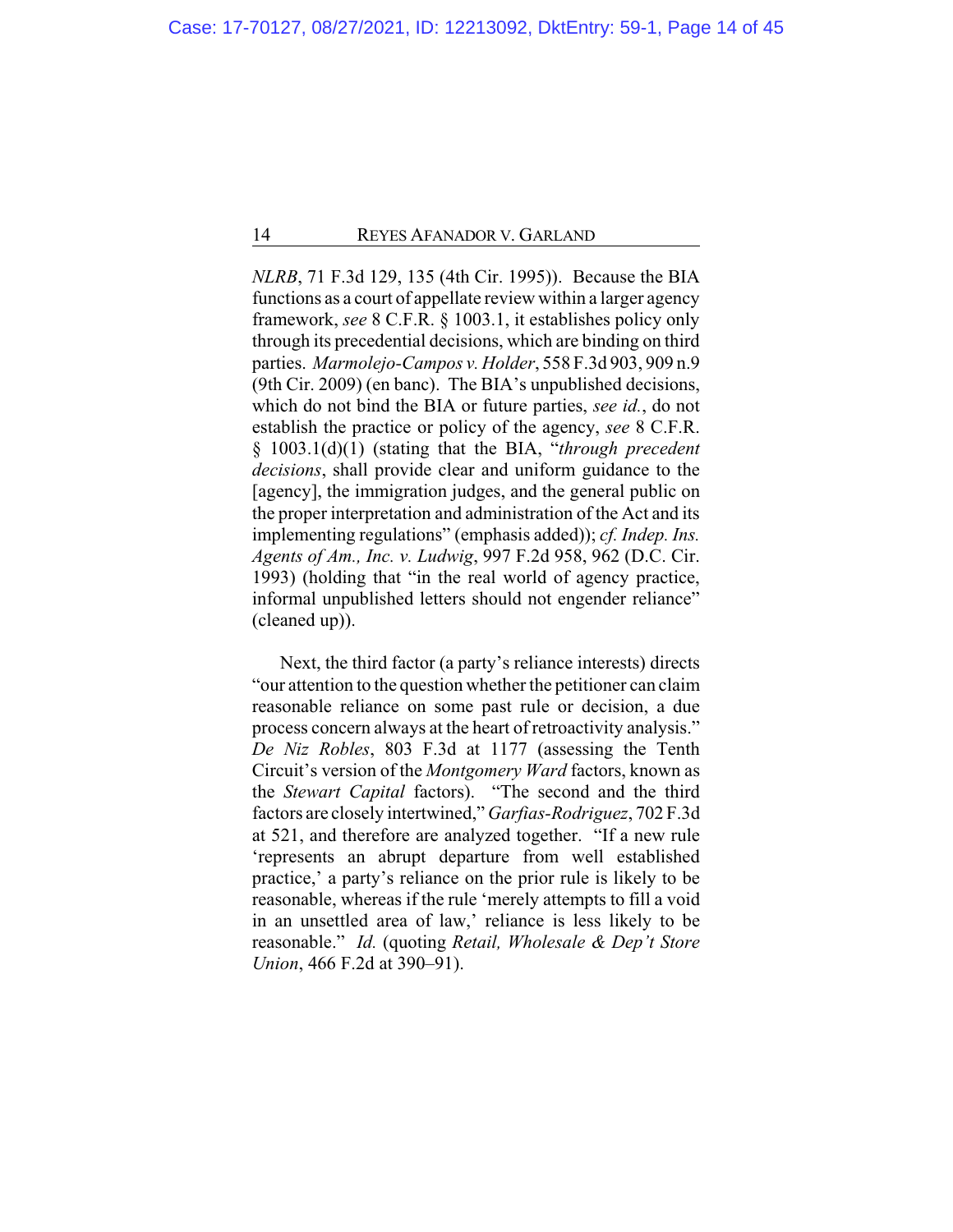*NLRB*, 71 F.3d 129, 135 (4th Cir. 1995)). Because the BIA functions as a court of appellate review within a larger agency framework, *see* 8 C.F.R. § 1003.1, it establishes policy only through its precedential decisions, which are binding on third parties. *Marmolejo-Campos v. Holder*, 558 F.3d 903, 909 n.9 (9th Cir. 2009) (en banc). The BIA's unpublished decisions, which do not bind the BIA or future parties, *see id.*, do not establish the practice or policy of the agency, *see* 8 C.F.R. § 1003.1(d)(1) (stating that the BIA, "*through precedent decisions*, shall provide clear and uniform guidance to the [agency], the immigration judges, and the general public on the proper interpretation and administration of the Act and its implementing regulations" (emphasis added)); *cf. Indep. Ins. Agents of Am., Inc. v. Ludwig*, 997 F.2d 958, 962 (D.C. Cir. 1993) (holding that "in the real world of agency practice, informal unpublished letters should not engender reliance" (cleaned up)).

Next, the third factor (a party's reliance interests) directs "our attention to the question whether the petitioner can claim reasonable reliance on some past rule or decision, a due process concern always at the heart of retroactivity analysis." *De Niz Robles*, 803 F.3d at 1177 (assessing the Tenth Circuit's version of the *Montgomery Ward* factors, known as the *Stewart Capital* factors). "The second and the third factors are closely intertwined," *Garfias-Rodriguez*, 702 F.3d at 521, and therefore are analyzed together. "If a new rule 'represents an abrupt departure from well established practice,' a party's reliance on the prior rule is likely to be reasonable, whereas if the rule 'merely attempts to fill a void in an unsettled area of law,' reliance is less likely to be reasonable." *Id.* (quoting *Retail, Wholesale & Dep't Store Union*, 466 F.2d at 390–91).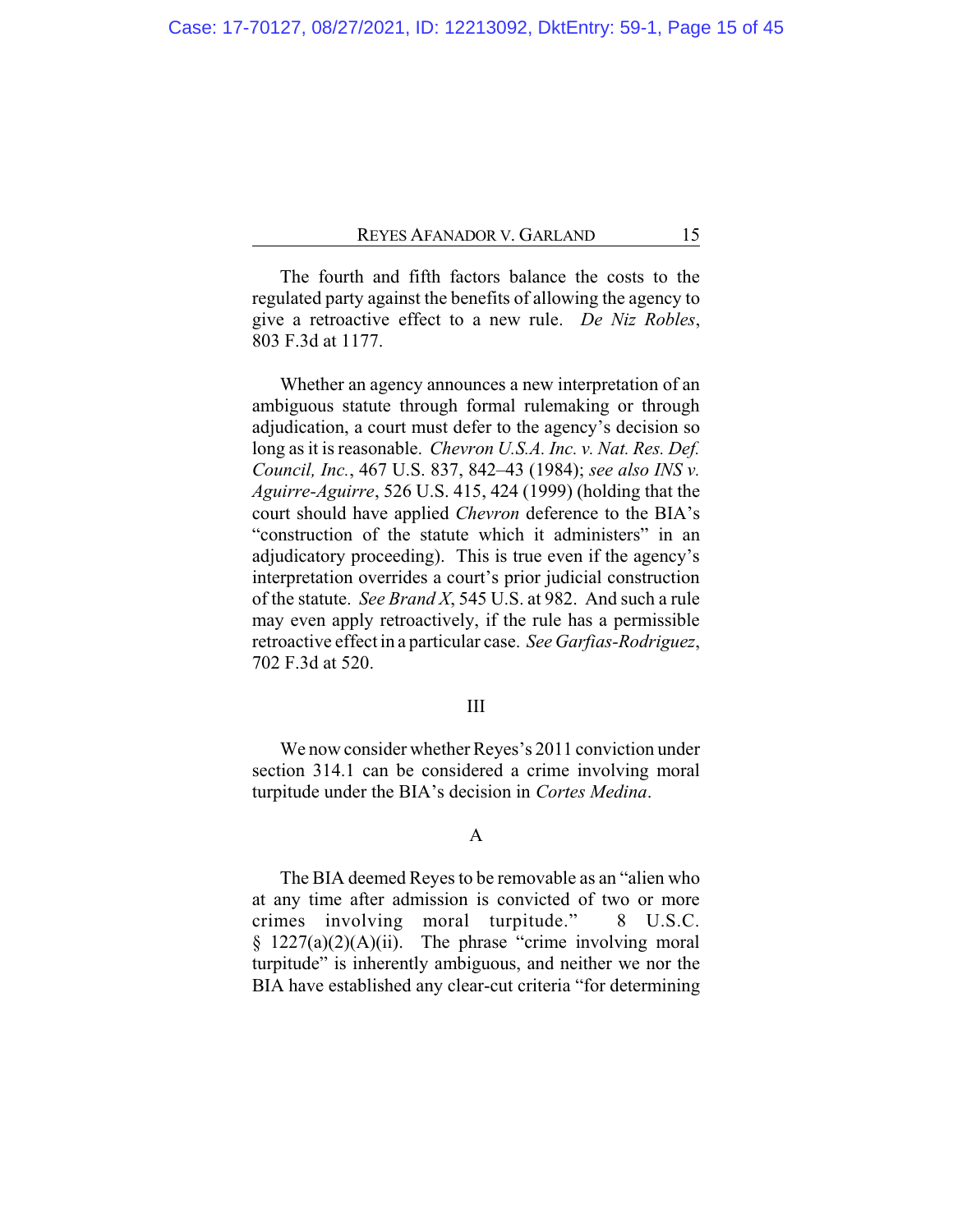The fourth and fifth factors balance the costs to the regulated party against the benefits of allowing the agency to give a retroactive effect to a new rule. *De Niz Robles*, 803 F.3d at 1177.

Whether an agency announces a new interpretation of an ambiguous statute through formal rulemaking or through adjudication, a court must defer to the agency's decision so long as it is reasonable. *Chevron U.S.A. Inc. v. Nat. Res. Def. Council, Inc.*, 467 U.S. 837, 842–43 (1984); *see also INS v. Aguirre-Aguirre*, 526 U.S. 415, 424 (1999) (holding that the court should have applied *Chevron* deference to the BIA's "construction of the statute which it administers" in an adjudicatory proceeding). This is true even if the agency's interpretation overrides a court's prior judicial construction of the statute. *See Brand X*, 545 U.S. at 982. And such a rule may even apply retroactively, if the rule has a permissible retroactive effect in a particular case. *See Garfias-Rodriguez*, 702 F.3d at 520.

## III

We now consider whether Reyes's 2011 conviction under section 314.1 can be considered a crime involving moral turpitude under the BIA's decision in *Cortes Medina*.

### A

The BIA deemed Reyes to be removable as an "alien who at any time after admission is convicted of two or more crimes involving moral turpitude." 8 U.S.C. § 1227(a)(2)(A)(ii). The phrase "crime involving moral turpitude" is inherently ambiguous, and neither we nor the BIA have established any clear-cut criteria "for determining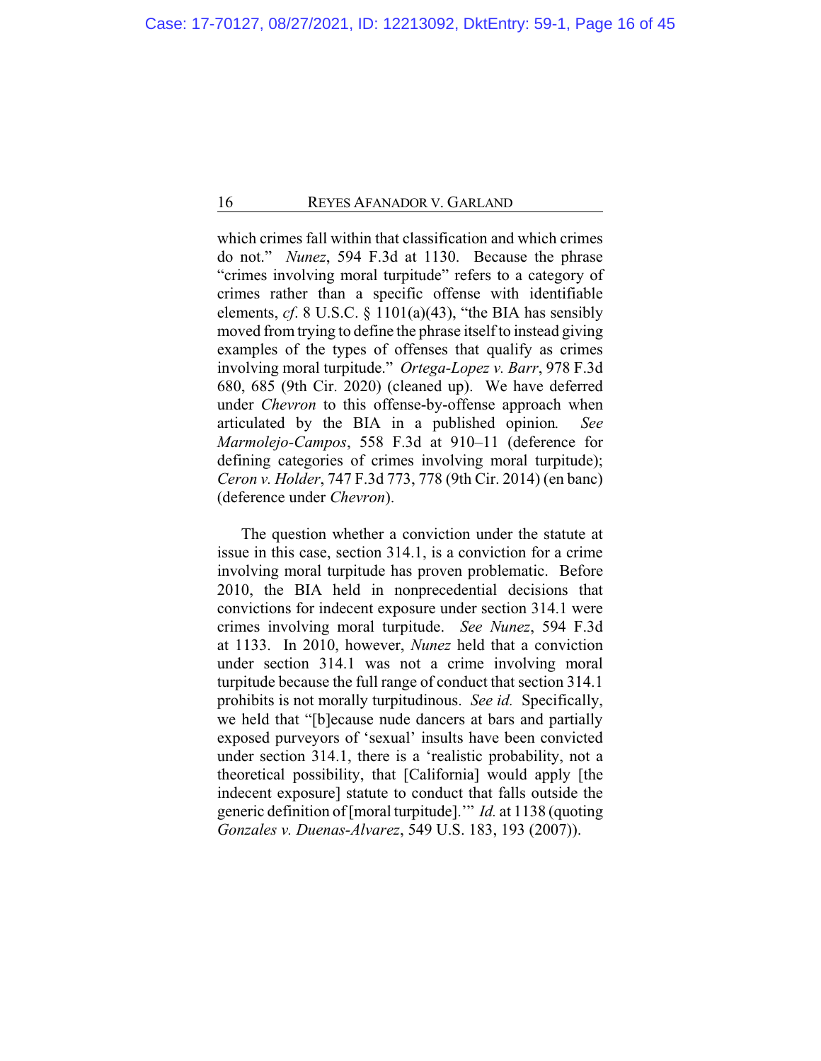which crimes fall within that classification and which crimes do not." *Nunez*, 594 F.3d at 1130. Because the phrase "crimes involving moral turpitude" refers to a category of crimes rather than a specific offense with identifiable elements, *cf.* 8 U.S.C. § 1101(a)(43), "the BIA has sensibly moved from trying to define the phrase itself to instead giving examples of the types of offenses that qualify as crimes involving moral turpitude." *Ortega-Lopez v. Barr*, 978 F.3d 680, 685 (9th Cir. 2020) (cleaned up). We have deferred under *Chevron* to this offense-by-offense approach when articulated by the BIA in a published opinion. *See Marmolejo-Campos*, 558 F.3d at 910–11 (deference for defining categories of crimes involving moral turpitude); *Ceron v. Holder*, 747 F.3d 773, 778 (9th Cir. 2014) (en banc) (deference under *Chevron*).

The question whether a conviction under the statute at issue in this case, section 314.1, is a conviction for a crime involving moral turpitude has proven problematic. Before 2010, the BIA held in nonprecedential decisions that convictions for indecent exposure under section 314.1 were crimes involving moral turpitude. *See Nunez*, 594 F.3d at 1133. In 2010, however, *Nunez* held that a conviction under section 314.1 was not a crime involving moral turpitude because the full range of conduct that section 314.1 prohibits is not morally turpitudinous. *See id.* Specifically, we held that "[b]ecause nude dancers at bars and partially exposed purveyors of 'sexual' insults have been convicted under section 314.1, there is a 'realistic probability, not a theoretical possibility, that [California] would apply [the indecent exposure] statute to conduct that falls outside the generic definition of [moral turpitude].'" *Id.* at 1138 (quoting *Gonzales v. Duenas-Alvarez*, 549 U.S. 183, 193 (2007)).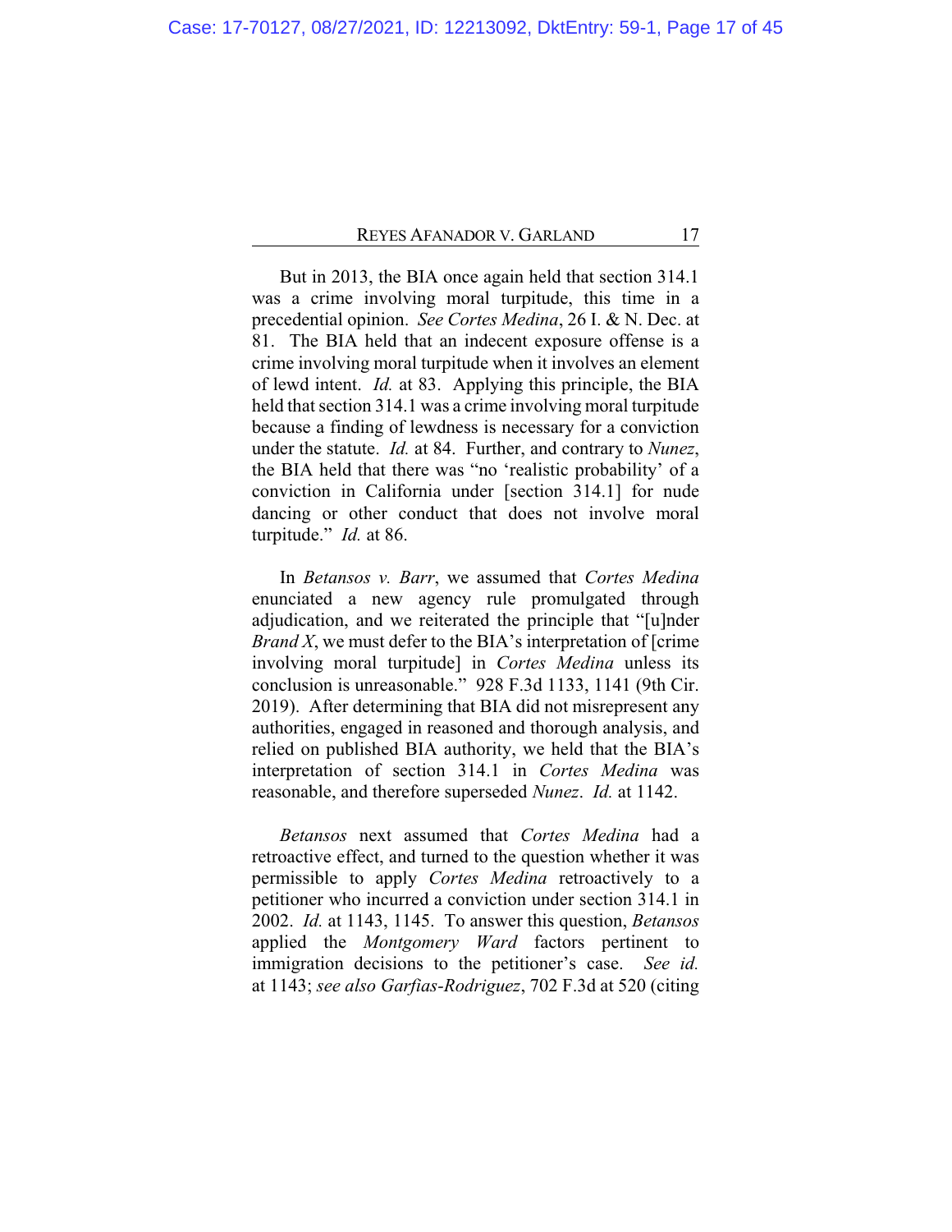But in 2013, the BIA once again held that section 314.1 was a crime involving moral turpitude, this time in a precedential opinion. *See Cortes Medina*, 26 I. & N. Dec. at 81. The BIA held that an indecent exposure offense is a crime involving moral turpitude when it involves an element of lewd intent. *Id.* at 83. Applying this principle, the BIA held that section 314.1 was a crime involving moral turpitude because a finding of lewdness is necessary for a conviction under the statute. *Id.* at 84. Further, and contrary to *Nunez*, the BIA held that there was "no 'realistic probability' of a conviction in California under [section 314.1] for nude dancing or other conduct that does not involve moral turpitude." *Id.* at 86.

In *Betansos v. Barr*, we assumed that *Cortes Medina* enunciated a new agency rule promulgated through adjudication, and we reiterated the principle that "[u]nder *Brand X*, we must defer to the BIA's interpretation of [crime involving moral turpitude] in *Cortes Medina* unless its conclusion is unreasonable." 928 F.3d 1133, 1141 (9th Cir. 2019). After determining that BIA did not misrepresent any authorities, engaged in reasoned and thorough analysis, and relied on published BIA authority, we held that the BIA's interpretation of section 314.1 in *Cortes Medina* was reasonable, and therefore superseded *Nunez*. *Id.* at 1142.

*Betansos* next assumed that *Cortes Medina* had a retroactive effect, and turned to the question whether it was permissible to apply *Cortes Medina* retroactively to a petitioner who incurred a conviction under section 314.1 in 2002. *Id.* at 1143, 1145. To answer this question, *Betansos* applied the *Montgomery Ward* factors pertinent to immigration decisions to the petitioner's case. *See id.* at 1143; *see also Garfias-Rodriguez*, 702 F.3d at 520 (citing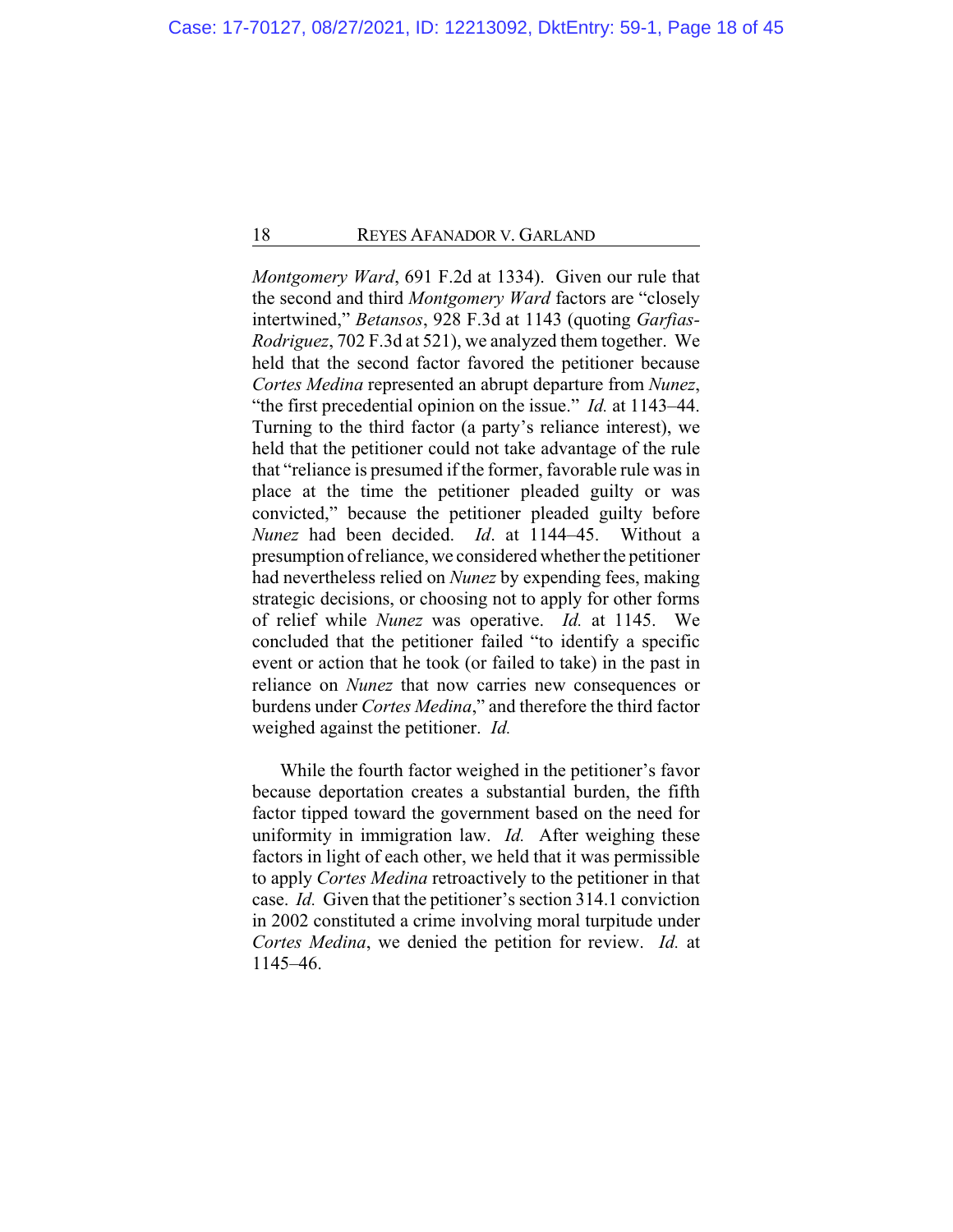*Montgomery Ward*, 691 F.2d at 1334). Given our rule that the second and third *Montgomery Ward* factors are "closely intertwined," *Betansos*, 928 F.3d at 1143 (quoting *Garfias-Rodriguez*, 702 F.3d at 521), we analyzed them together. We held that the second factor favored the petitioner because *Cortes Medina* represented an abrupt departure from *Nunez*, "the first precedential opinion on the issue." *Id.* at 1143–44. Turning to the third factor (a party's reliance interest), we held that the petitioner could not take advantage of the rule that "reliance is presumed if the former, favorable rule was in place at the time the petitioner pleaded guilty or was convicted," because the petitioner pleaded guilty before *Nunez* had been decided. *Id*. at 1144–45. Without a presumption of reliance, we considered whether the petitioner had nevertheless relied on *Nunez* by expending fees, making strategic decisions, or choosing not to apply for other forms of relief while *Nunez* was operative. *Id.* at 1145. We concluded that the petitioner failed "to identify a specific event or action that he took (or failed to take) in the past in reliance on *Nunez* that now carries new consequences or burdens under *Cortes Medina*," and therefore the third factor weighed against the petitioner. *Id.*

While the fourth factor weighed in the petitioner's favor because deportation creates a substantial burden, the fifth factor tipped toward the government based on the need for uniformity in immigration law. *Id.* After weighing these factors in light of each other, we held that it was permissible to apply *Cortes Medina* retroactively to the petitioner in that case. *Id.* Given that the petitioner's section 314.1 conviction in 2002 constituted a crime involving moral turpitude under *Cortes Medina*, we denied the petition for review. *Id.* at 1145–46.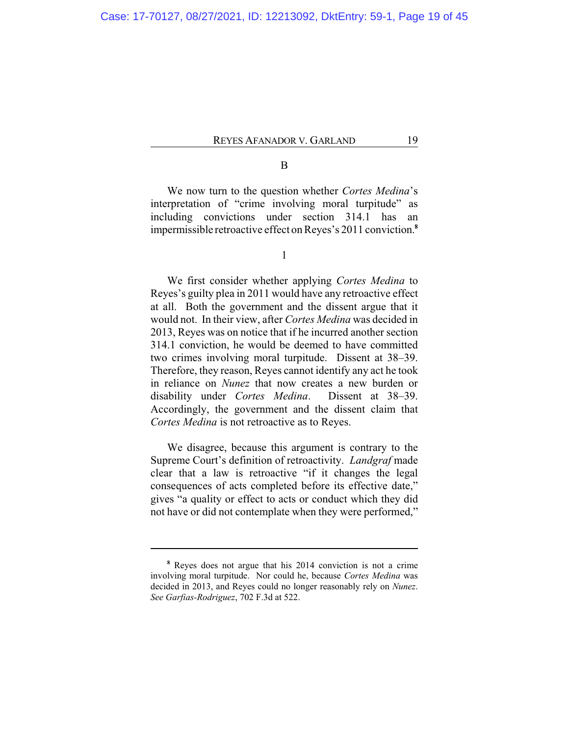### B

We now turn to the question whether *Cortes Medina*'s interpretation of "crime involving moral turpitude" as including convictions under section 314.1 has an impermissible retroactive effect on Reyes's 2011 conviction.[8]

#### 1

We first consider whether applying *Cortes Medina* to Reyes's guilty plea in 2011 would have any retroactive effect at all. Both the government and the dissent argue that it would not. In their view, after *Cortes Medina* was decided in 2013, Reyes was on notice that if he incurred another section 314.1 conviction, he would be deemed to have committed two crimes involving moral turpitude. Dissent at 38–39. Therefore, they reason, Reyes cannot identify any act he took in reliance on *Nunez* that now creates a new burden or disability under *Cortes Medina*. Dissent at 38–39. Accordingly, the government and the dissent claim that *Cortes Medina* is not retroactive as to Reyes.

We disagree, because this argument is contrary to the Supreme Court's definition of retroactivity. *Landgraf* made clear that a law is retroactive "if it changes the legal consequences of acts completed before its effective date," gives "a quality or effect to acts or conduct which they did not have or did not contemplate when they were performed,"

---

[8] Reyes does not argue that his 2014 conviction is not a crime involving moral turpitude. Nor could he, because *Cortes Medina* was decided in 2013, and Reyes could no longer reasonably rely on *Nunez*. *See Garfias-Rodriguez*, 702 F.3d at 522.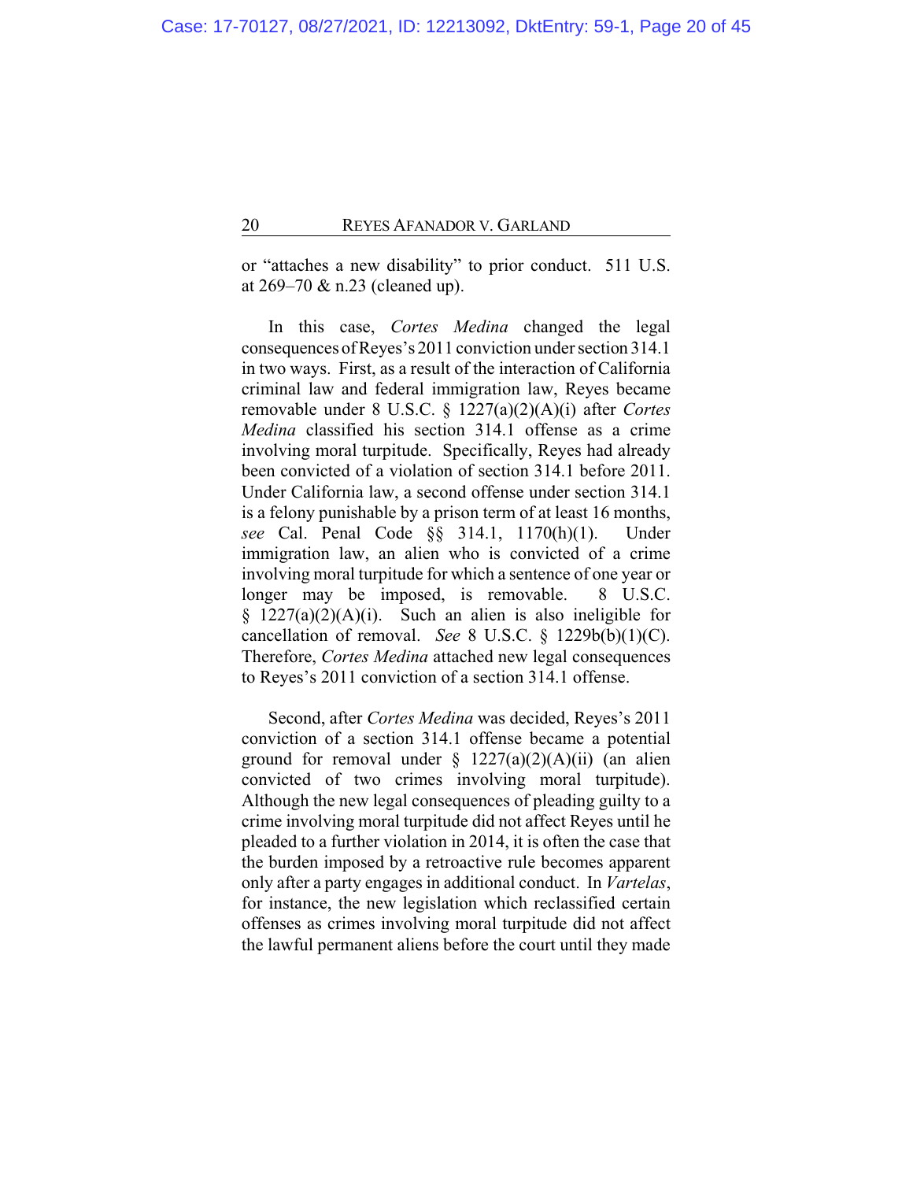or "attaches a new disability" to prior conduct. 511 U.S. at 269–70 & n.23 (cleaned up).

In this case, *Cortes Medina* changed the legal consequences of Reyes's 2011 conviction under section 314.1 in two ways. First, as a result of the interaction of California criminal law and federal immigration law, Reyes became removable under 8 U.S.C. § 1227(a)(2)(A)(i) after *Cortes Medina* classified his section 314.1 offense as a crime involving moral turpitude. Specifically, Reyes had already been convicted of a violation of section 314.1 before 2011. Under California law, a second offense under section 314.1 is a felony punishable by a prison term of at least 16 months, *see* Cal. Penal Code §§ 314.1, 1170(h)(1). Under immigration law, an alien who is convicted of a crime involving moral turpitude for which a sentence of one year or longer may be imposed, is removable. 8 U.S.C. § 1227(a)(2)(A)(i). Such an alien is also ineligible for cancellation of removal. *See* 8 U.S.C. § 1229b(b)(1)(C). Therefore, *Cortes Medina* attached new legal consequences to Reyes's 2011 conviction of a section 314.1 offense.

Second, after *Cortes Medina* was decided, Reyes's 2011 conviction of a section 314.1 offense became a potential ground for removal under § 1227(a)(2)(A)(ii) (an alien convicted of two crimes involving moral turpitude). Although the new legal consequences of pleading guilty to a crime involving moral turpitude did not affect Reyes until he pleaded to a further violation in 2014, it is often the case that the burden imposed by a retroactive rule becomes apparent only after a party engages in additional conduct. In *Vartelas*, for instance, the new legislation which reclassified certain offenses as crimes involving moral turpitude did not affect the lawful permanent aliens before the court until they made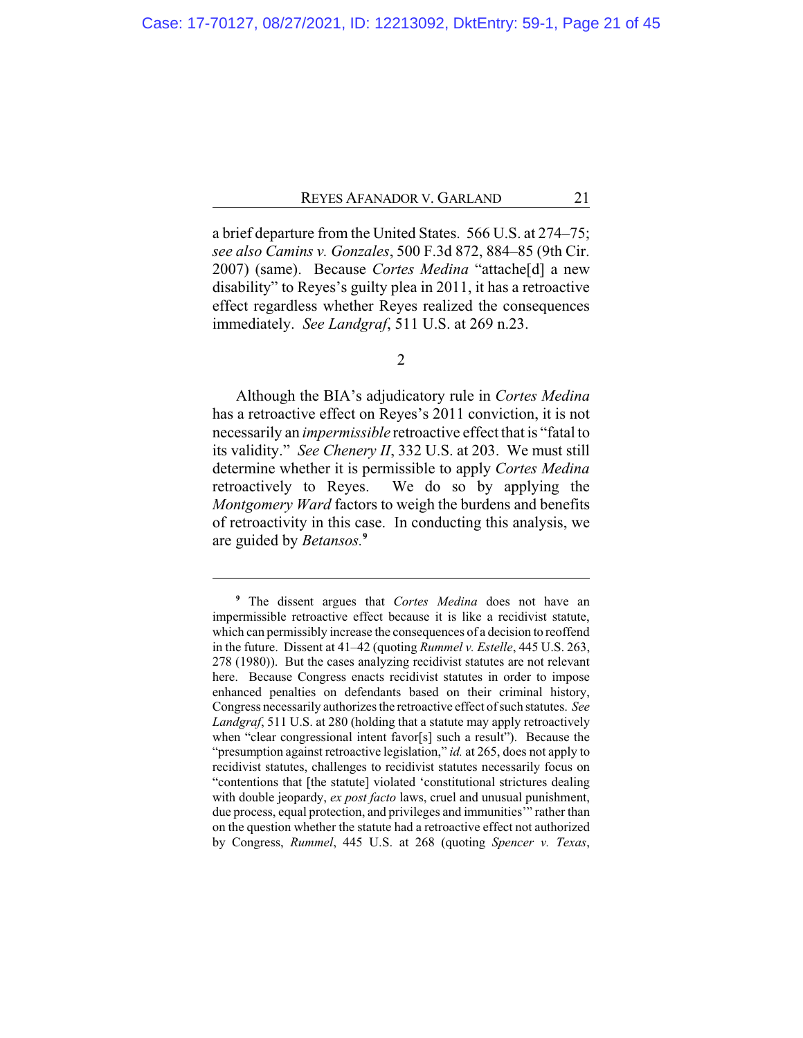a brief departure from the United States. 566 U.S. at 274–75; *see also Camins v. Gonzales*, 500 F.3d 872, 884–85 (9th Cir. 2007) (same). Because *Cortes Medina* "attache[d] a new disability" to Reyes's guilty plea in 2011, it has a retroactive effect regardless whether Reyes realized the consequences immediately. *See Landgraf*, 511 U.S. at 269 n.23.

2

Although the BIA's adjudicatory rule in *Cortes Medina* has a retroactive effect on Reyes's 2011 conviction, it is not necessarily an *impermissible* retroactive effect that is "fatal to its validity." *See Chenery II*, 332 U.S. at 203. We must still determine whether it is permissible to apply *Cortes Medina* retroactively to Reyes. We do so by applying the *Montgomery Ward* factors to weigh the burdens and benefits of retroactivity in this case. In conducting this analysis, we are guided by *Betansos.*[9]

---

[9] The dissent argues that *Cortes Medina* does not have an impermissible retroactive effect because it is like a recidivist statute, which can permissibly increase the consequences of a decision to reoffend in the future. Dissent at 41–42 (quoting *Rummel v. Estelle*, 445 U.S. 263, 278 (1980)). But the cases analyzing recidivist statutes are not relevant here. Because Congress enacts recidivist statutes in order to impose enhanced penalties on defendants based on their criminal history, Congress necessarily authorizes the retroactive effect of such statutes. *See Landgraf*, 511 U.S. at 280 (holding that a statute may apply retroactively when "clear congressional intent favor[s] such a result"). Because the "presumption against retroactive legislation," *id.* at 265, does not apply to recidivist statutes, challenges to recidivist statutes necessarily focus on "contentions that [the statute] violated 'constitutional strictures dealing with double jeopardy, *ex post facto* laws, cruel and unusual punishment, due process, equal protection, and privileges and immunities'" rather than on the question whether the statute had a retroactive effect not authorized by Congress, *Rummel*, 445 U.S. at 268 (quoting *Spencer v. Texas*,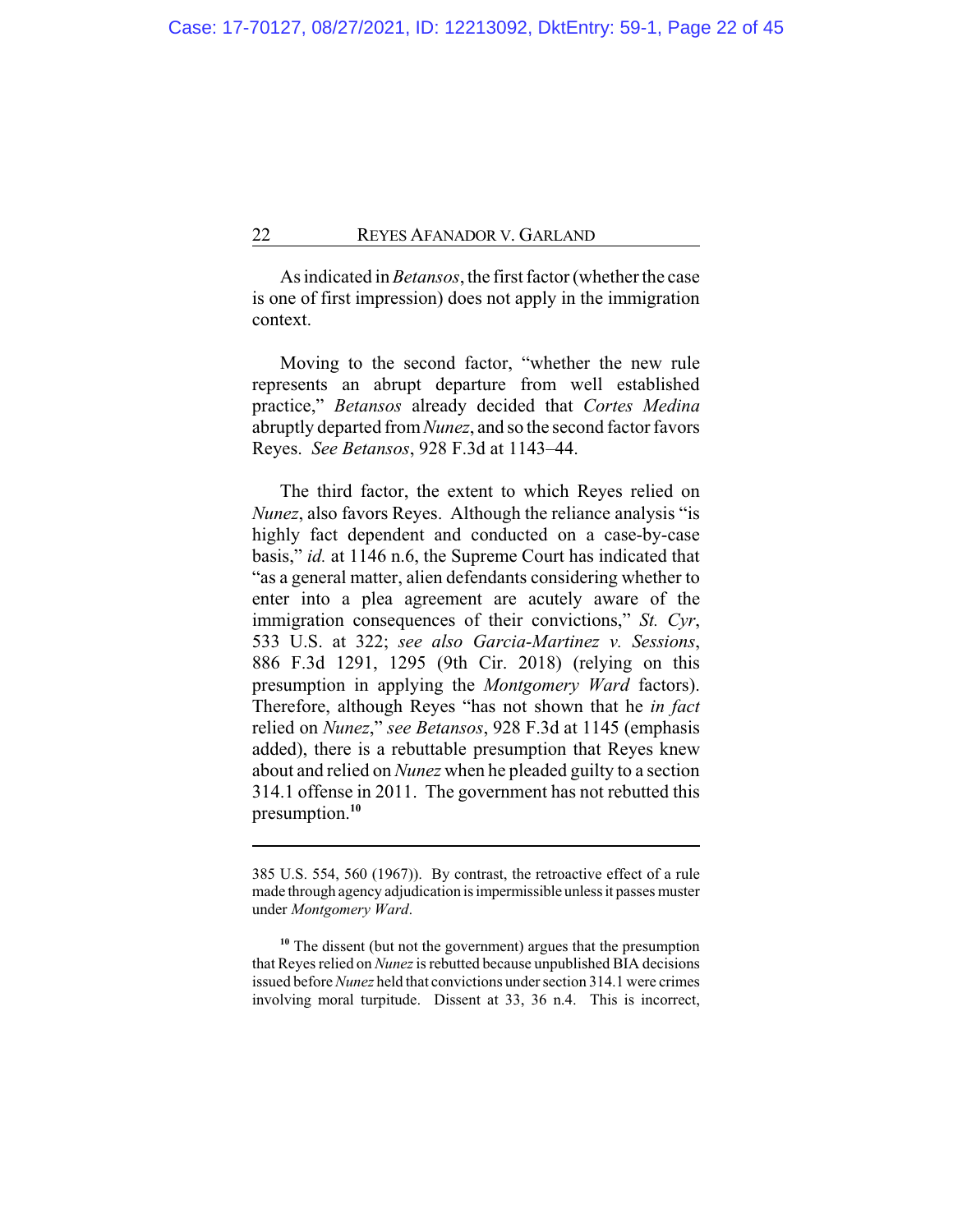As indicated in *Betansos*, the first factor (whether the case is one of first impression) does not apply in the immigration context.

Moving to the second factor, "whether the new rule represents an abrupt departure from well established practice," *Betansos* already decided that *Cortes Medina* abruptly departed from *Nunez*, and so the second factor favors Reyes. *See Betansos*, 928 F.3d at 1143–44.

The third factor, the extent to which Reyes relied on *Nunez*, also favors Reyes. Although the reliance analysis "is highly fact dependent and conducted on a case-by-case basis," *id.* at 1146 n.6, the Supreme Court has indicated that "as a general matter, alien defendants considering whether to enter into a plea agreement are acutely aware of the immigration consequences of their convictions," *St. Cyr*, 533 U.S. at 322; *see also Garcia-Martinez v. Sessions*, 886 F.3d 1291, 1295 (9th Cir. 2018) (relying on this presumption in applying the *Montgomery Ward* factors). Therefore, although Reyes "has not shown that he *in fact* relied on *Nunez*," *see Betansos*, 928 F.3d at 1145 (emphasis added), there is a rebuttable presumption that Reyes knew about and relied on *Nunez* when he pleaded guilty to a section 314.1 offense in 2011. The government has not rebutted this presumption.[10]

---

385 U.S. 554, 560 (1967)). By contrast, the retroactive effect of a rule made through agency adjudication is impermissible unless it passes muster under *Montgomery Ward*.

[10] The dissent (but not the government) argues that the presumption that Reyes relied on *Nunez* is rebutted because unpublished BIA decisions issued before *Nunez* held that convictions under section 314.1 were crimes involving moral turpitude. Dissent at 33, 36 n.4. This is incorrect,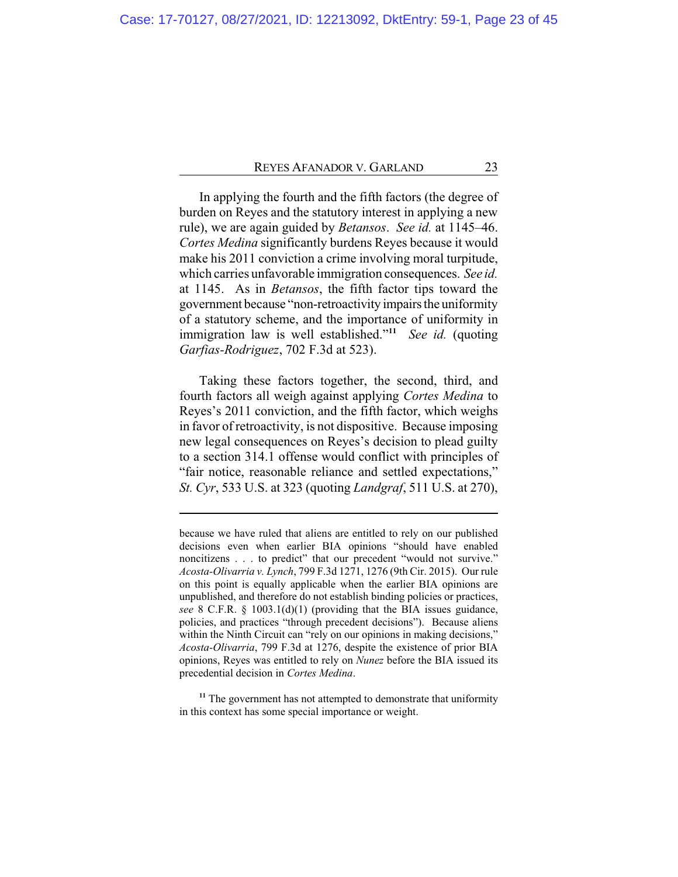In applying the fourth and the fifth factors (the degree of burden on Reyes and the statutory interest in applying a new rule), we are again guided by *Betansos*. *See id.* at 1145–46. *Cortes Medina* significantly burdens Reyes because it would make his 2011 conviction a crime involving moral turpitude, which carries unfavorable immigration consequences. *See id.* at 1145. As in *Betansos*, the fifth factor tips toward the government because "non-retroactivity impairs the uniformity of a statutory scheme, and the importance of uniformity in immigration law is well established."[11] *See id.* (quoting *Garfias-Rodriguez*, 702 F.3d at 523).

Taking these factors together, the second, third, and fourth factors all weigh against applying *Cortes Medina* to Reyes's 2011 conviction, and the fifth factor, which weighs in favor of retroactivity, is not dispositive. Because imposing new legal consequences on Reyes's decision to plead guilty to a section 314.1 offense would conflict with principles of "fair notice, reasonable reliance and settled expectations," *St. Cyr*, 533 U.S. at 323 (quoting *Landgraf*, 511 U.S. at 270),

---

because we have ruled that aliens are entitled to rely on our published decisions even when earlier BIA opinions "should have enabled noncitizens . . . to predict" that our precedent "would not survive." *Acosta-Olivarria v. Lynch*, 799 F.3d 1271, 1276 (9th Cir. 2015). Our rule on this point is equally applicable when the earlier BIA opinions are unpublished, and therefore do not establish binding policies or practices, *see* 8 C.F.R. § 1003.1(d)(1) (providing that the BIA issues guidance, policies, and practices "through precedent decisions"). Because aliens within the Ninth Circuit can "rely on our opinions in making decisions," *Acosta-Olivarria*, 799 F.3d at 1276, despite the existence of prior BIA opinions, Reyes was entitled to rely on *Nunez* before the BIA issued its precedential decision in *Cortes Medina*.

[11] The government has not attempted to demonstrate that uniformity in this context has some special importance or weight.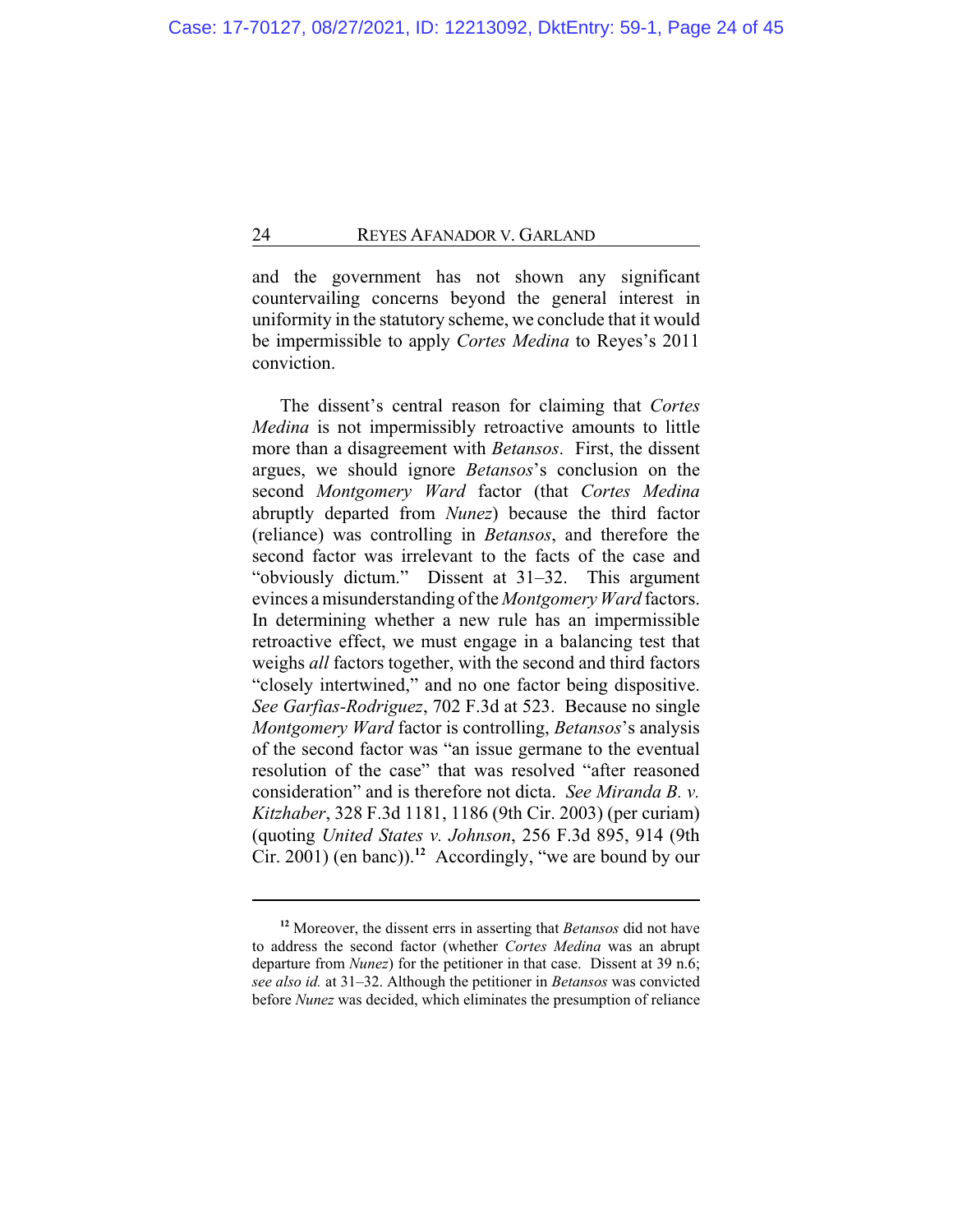and the government has not shown any significant countervailing concerns beyond the general interest in uniformity in the statutory scheme, we conclude that it would be impermissible to apply *Cortes Medina* to Reyes's 2011 conviction.

The dissent's central reason for claiming that *Cortes Medina* is not impermissibly retroactive amounts to little more than a disagreement with *Betansos*. First, the dissent argues, we should ignore *Betansos*'s conclusion on the second *Montgomery Ward* factor (that *Cortes Medina* abruptly departed from *Nunez*) because the third factor (reliance) was controlling in *Betansos*, and therefore the second factor was irrelevant to the facts of the case and "obviously dictum." Dissent at 31–32. This argument evinces a misunderstanding of the *Montgomery Ward* factors. In determining whether a new rule has an impermissible retroactive effect, we must engage in a balancing test that weighs *all* factors together, with the second and third factors "closely intertwined," and no one factor being dispositive. *See Garfias-Rodriguez*, 702 F.3d at 523. Because no single *Montgomery Ward* factor is controlling, *Betansos*'s analysis of the second factor was "an issue germane to the eventual resolution of the case" that was resolved "after reasoned consideration" and is therefore not dicta. *See Miranda B. v. Kitzhaber*, 328 F.3d 1181, 1186 (9th Cir. 2003) (per curiam) (quoting *United States v. Johnson*, 256 F.3d 895, 914 (9th Cir. 2001) (en banc)).[12] Accordingly, "we are bound by our

---

[12] Moreover, the dissent errs in asserting that *Betansos* did not have to address the second factor (whether *Cortes Medina* was an abrupt departure from *Nunez*) for the petitioner in that case. Dissent at 39 n.6; *see also id.* at 31–32. Although the petitioner in *Betansos* was convicted before *Nunez* was decided, which eliminates the presumption of reliance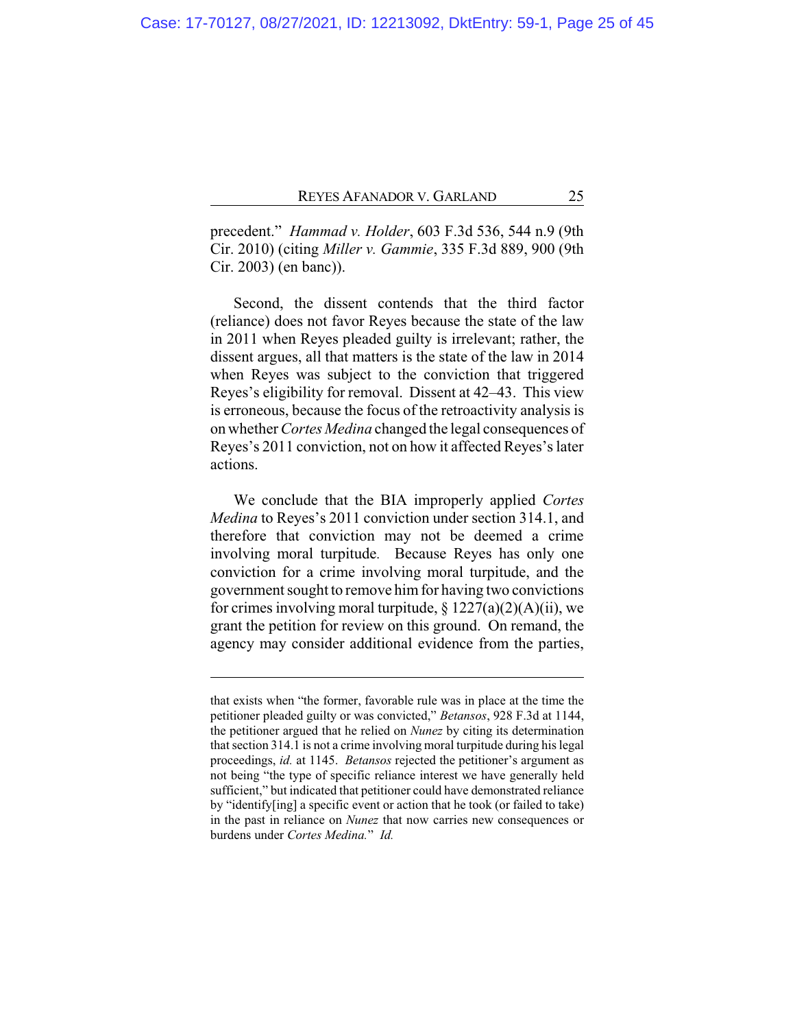precedent." *Hammad v. Holder*, 603 F.3d 536, 544 n.9 (9th Cir. 2010) (citing *Miller v. Gammie*, 335 F.3d 889, 900 (9th Cir. 2003) (en banc)).

Second, the dissent contends that the third factor (reliance) does not favor Reyes because the state of the law in 2011 when Reyes pleaded guilty is irrelevant; rather, the dissent argues, all that matters is the state of the law in 2014 when Reyes was subject to the conviction that triggered Reyes's eligibility for removal. Dissent at 42–43. This view is erroneous, because the focus of the retroactivity analysis is on whether *Cortes Medina* changed the legal consequences of Reyes's 2011 conviction, not on how it affected Reyes's later actions.

We conclude that the BIA improperly applied *Cortes Medina* to Reyes's 2011 conviction under section 314.1, and therefore that conviction may not be deemed a crime involving moral turpitude. Because Reyes has only one conviction for a crime involving moral turpitude, and the government sought to remove him for having two convictions for crimes involving moral turpitude, § 1227(a)(2)(A)(ii), we grant the petition for review on this ground. On remand, the agency may consider additional evidence from the parties,

---

that exists when "the former, favorable rule was in place at the time the petitioner pleaded guilty or was convicted," *Betansos*, 928 F.3d at 1144, the petitioner argued that he relied on *Nunez* by citing its determination that section 314.1 is not a crime involving moral turpitude during his legal proceedings, *id.* at 1145. *Betansos* rejected the petitioner's argument as not being "the type of specific reliance interest we have generally held sufficient," but indicated that petitioner could have demonstrated reliance by "identify[ing] a specific event or action that he took (or failed to take) in the past in reliance on *Nunez* that now carries new consequences or burdens under *Cortes Medina.*" *Id.*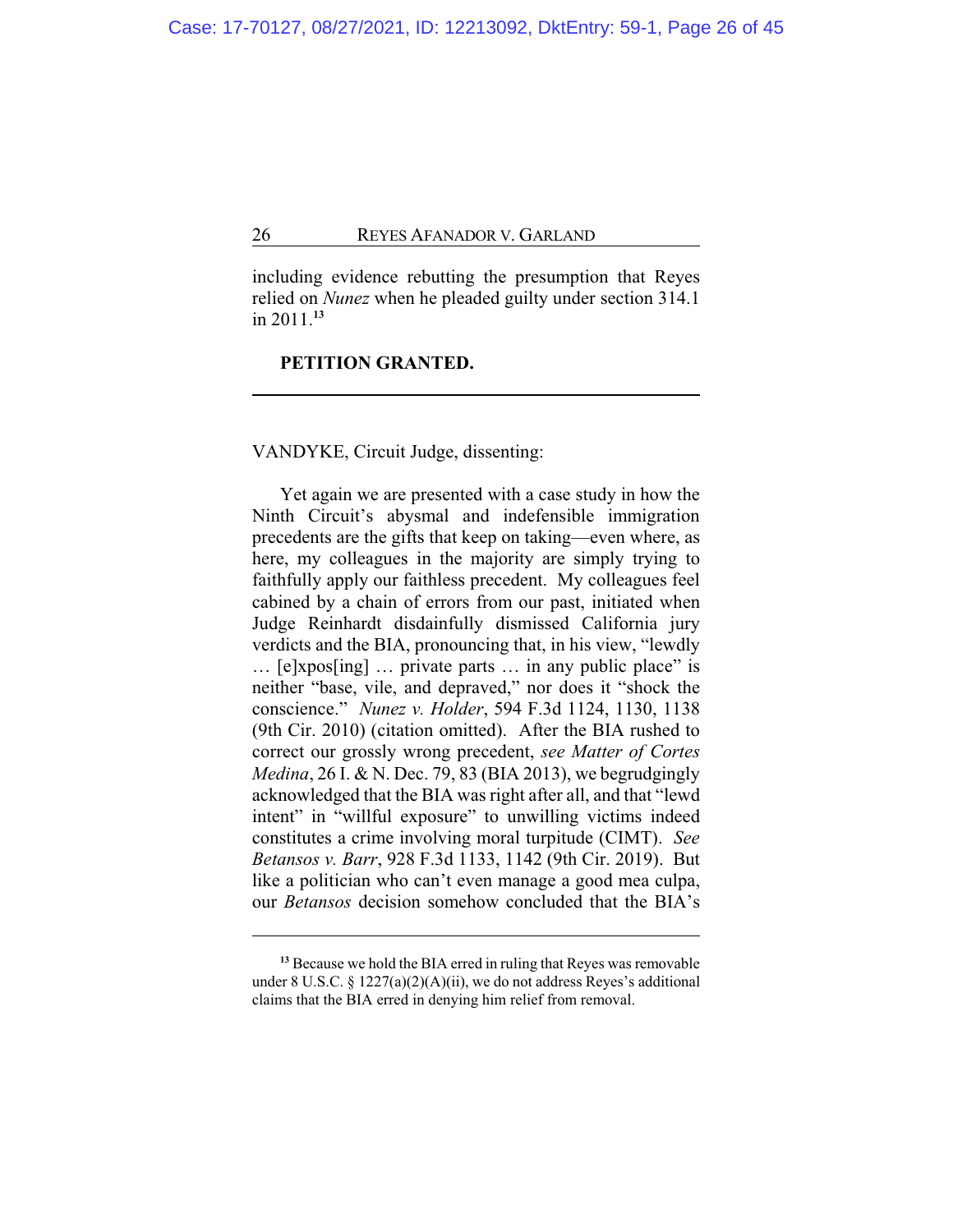including evidence rebutting the presumption that Reyes relied on *Nunez* when he pleaded guilty under section 314.1 in 2011.[13]

**PETITION GRANTED.**

---

VANDYKE, Circuit Judge, dissenting:

Yet again we are presented with a case study in how the Ninth Circuit's abysmal and indefensible immigration precedents are the gifts that keep on taking—even where, as here, my colleagues in the majority are simply trying to faithfully apply our faithless precedent. My colleagues feel cabined by a chain of errors from our past, initiated when Judge Reinhardt disdainfully dismissed California jury verdicts and the BIA, pronouncing that, in his view, "lewdly … [e]xpos[ing] … private parts … in any public place" is neither "base, vile, and depraved," nor does it "shock the conscience." *Nunez v. Holder*, 594 F.3d 1124, 1130, 1138 (9th Cir. 2010) (citation omitted). After the BIA rushed to correct our grossly wrong precedent, *see Matter of Cortes Medina*, 26 I. & N. Dec. 79, 83 (BIA 2013), we begrudgingly acknowledged that the BIA was right after all, and that "lewd intent" in "willful exposure" to unwilling victims indeed constitutes a crime involving moral turpitude (CIMT). *See Betansos v. Barr*, 928 F.3d 1133, 1142 (9th Cir. 2019). But like a politician who can't even manage a good mea culpa, our *Betansos* decision somehow concluded that the BIA's

---

[13] Because we hold the BIA erred in ruling that Reyes was removable under 8 U.S.C. § 1227(a)(2)(A)(ii), we do not address Reyes's additional claims that the BIA erred in denying him relief from removal.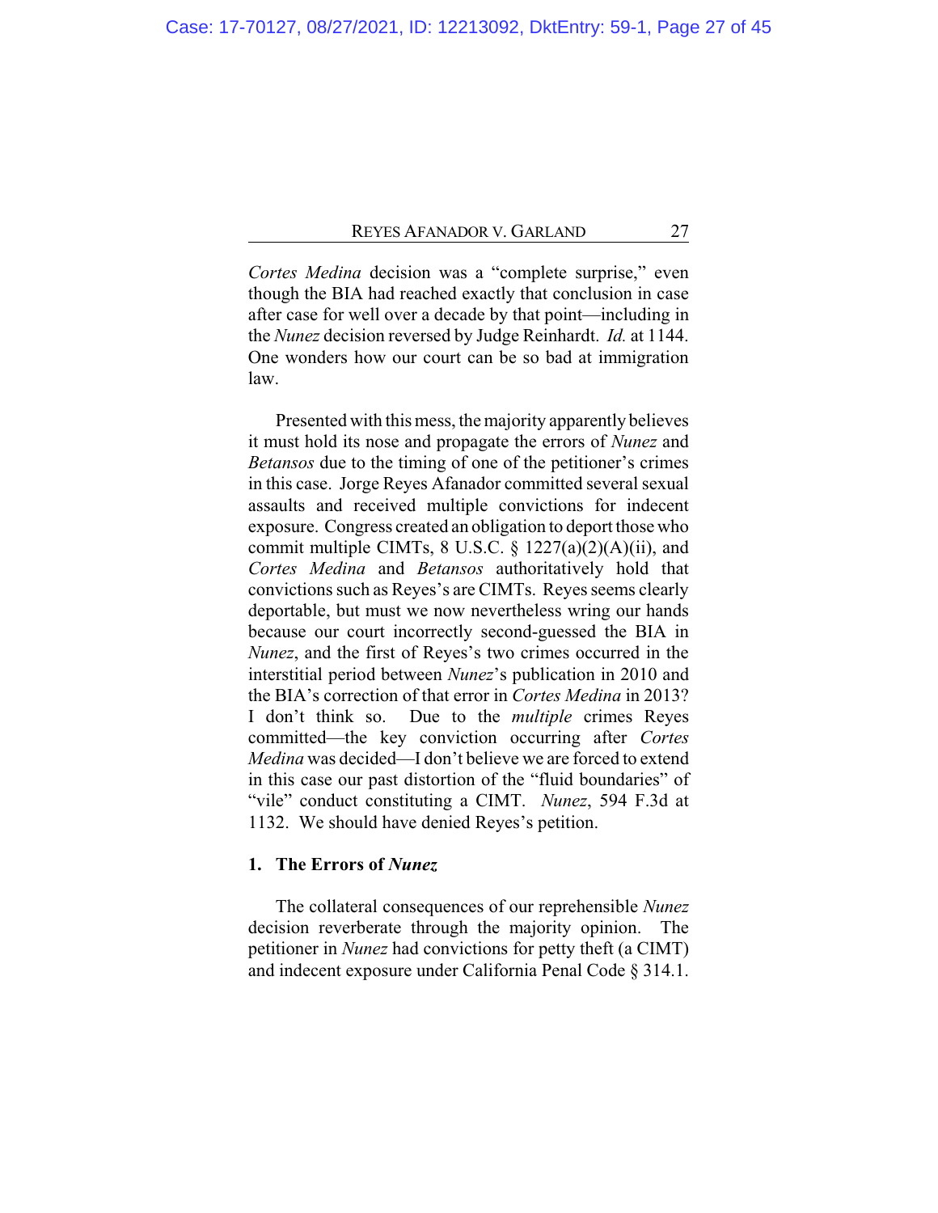*Cortes Medina* decision was a "complete surprise," even though the BIA had reached exactly that conclusion in case after case for well over a decade by that point—including in the *Nunez* decision reversed by Judge Reinhardt. *Id.* at 1144. One wonders how our court can be so bad at immigration law.

Presented with this mess, the majority apparently believes it must hold its nose and propagate the errors of *Nunez* and *Betansos* due to the timing of one of the petitioner's crimes in this case. Jorge Reyes Afanador committed several sexual assaults and received multiple convictions for indecent exposure. Congress created an obligation to deport those who commit multiple CIMTs, 8 U.S.C. § 1227(a)(2)(A)(ii), and *Cortes Medina* and *Betansos* authoritatively hold that convictions such as Reyes's are CIMTs. Reyes seems clearly deportable, but must we now nevertheless wring our hands because our court incorrectly second-guessed the BIA in *Nunez*, and the first of Reyes's two crimes occurred in the interstitial period between *Nunez*'s publication in 2010 and the BIA's correction of that error in *Cortes Medina* in 2013? I don't think so. Due to the *multiple* crimes Reyes committed—the key conviction occurring after *Cortes Medina* was decided—I don't believe we are forced to extend in this case our past distortion of the "fluid boundaries" of "vile" conduct constituting a CIMT. *Nunez*, 594 F.3d at 1132. We should have denied Reyes's petition.

### 1. The Errors of *Nunez*

The collateral consequences of our reprehensible *Nunez* decision reverberate through the majority opinion. The petitioner in *Nunez* had convictions for petty theft (a CIMT) and indecent exposure under California Penal Code § 314.1.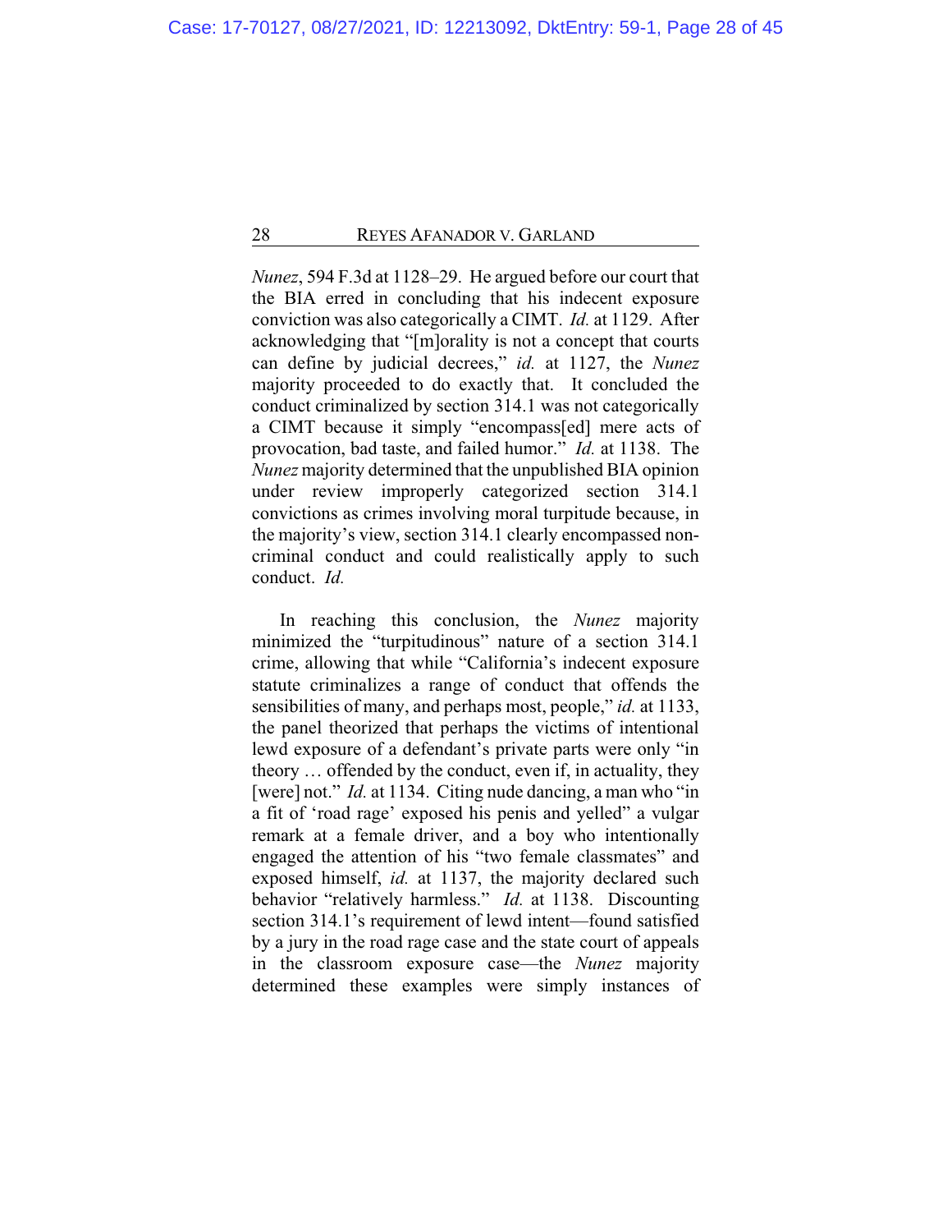*Nunez*, 594 F.3d at 1128–29. He argued before our court that the BIA erred in concluding that his indecent exposure conviction was also categorically a CIMT. *Id.* at 1129. After acknowledging that "[m]orality is not a concept that courts can define by judicial decrees," *id.* at 1127, the *Nunez* majority proceeded to do exactly that. It concluded the conduct criminalized by section 314.1 was not categorically a CIMT because it simply "encompass[ed] mere acts of provocation, bad taste, and failed humor." *Id.* at 1138. The *Nunez* majority determined that the unpublished BIA opinion under review improperly categorized section 314.1 convictions as crimes involving moral turpitude because, in the majority's view, section 314.1 clearly encompassed non-criminal conduct and could realistically apply to such conduct. *Id.*

In reaching this conclusion, the *Nunez* majority minimized the "turpitudinous" nature of a section 314.1 crime, allowing that while "California's indecent exposure statute criminalizes a range of conduct that offends the sensibilities of many, and perhaps most, people," *id.* at 1133, the panel theorized that perhaps the victims of intentional lewd exposure of a defendant's private parts were only "in theory … offended by the conduct, even if, in actuality, they [were] not." *Id.* at 1134. Citing nude dancing, a man who "in a fit of 'road rage' exposed his penis and yelled" a vulgar remark at a female driver, and a boy who intentionally engaged the attention of his "two female classmates" and exposed himself, *id.* at 1137, the majority declared such behavior "relatively harmless." *Id.* at 1138. Discounting section 314.1's requirement of lewd intent—found satisfied by a jury in the road rage case and the state court of appeals in the classroom exposure case—the *Nunez* majority determined these examples were simply instances of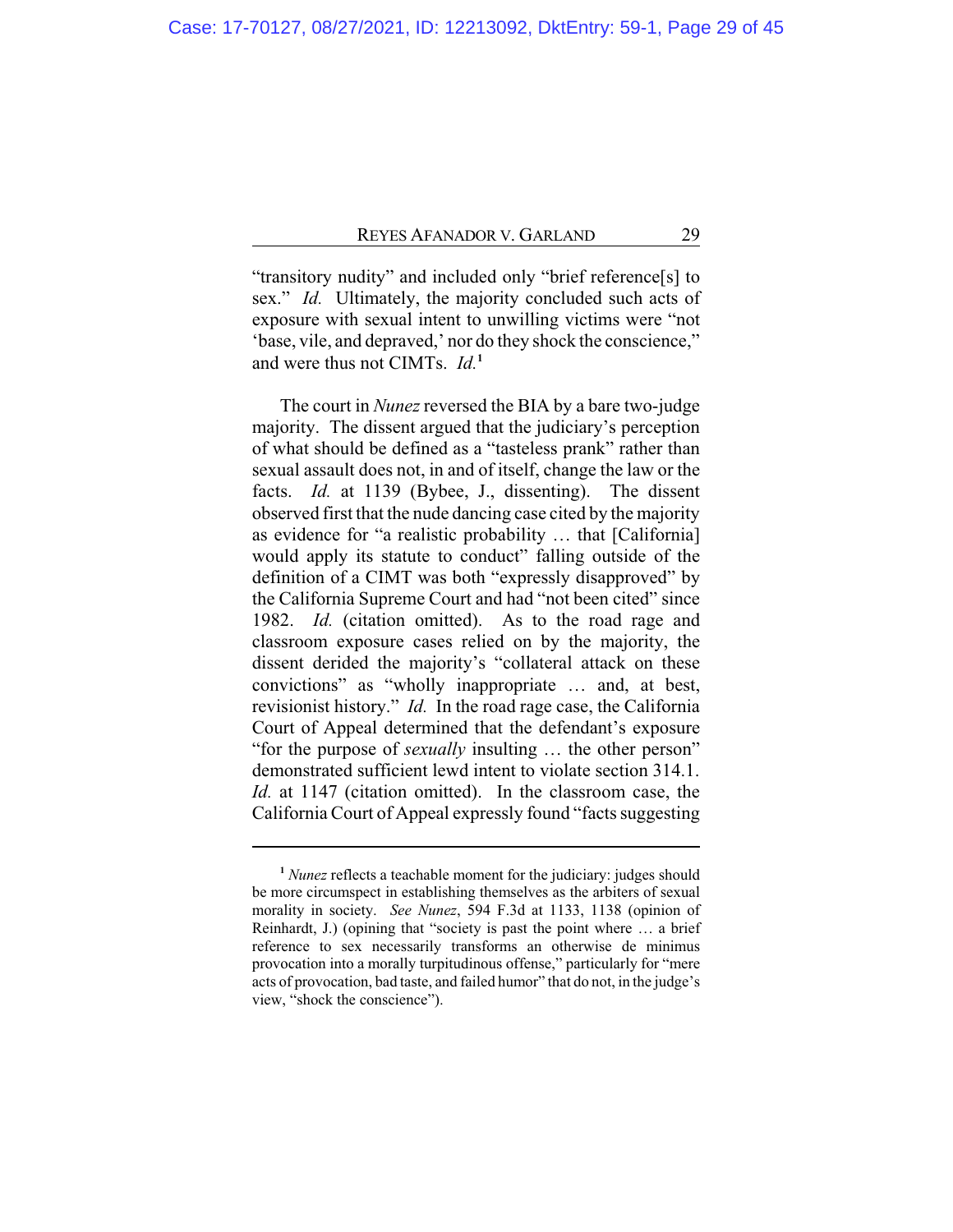"transitory nudity" and included only "brief reference[s] to sex." *Id.* Ultimately, the majority concluded such acts of exposure with sexual intent to unwilling victims were "not 'base, vile, and depraved,' nor do they shock the conscience," and were thus not CIMTs. *Id.*[1]

The court in *Nunez* reversed the BIA by a bare two-judge majority. The dissent argued that the judiciary's perception of what should be defined as a "tasteless prank" rather than sexual assault does not, in and of itself, change the law or the facts. *Id.* at 1139 (Bybee, J., dissenting). The dissent observed first that the nude dancing case cited by the majority as evidence for "a realistic probability … that [California] would apply its statute to conduct" falling outside of the definition of a CIMT was both "expressly disapproved" by the California Supreme Court and had "not been cited" since 1982. *Id.* (citation omitted). As to the road rage and classroom exposure cases relied on by the majority, the dissent derided the majority's "collateral attack on these convictions" as "wholly inappropriate … and, at best, revisionist history." *Id.* In the road rage case, the California Court of Appeal determined that the defendant's exposure "for the purpose of *sexually* insulting … the other person" demonstrated sufficient lewd intent to violate section 314.1. *Id.* at 1147 (citation omitted). In the classroom case, the California Court of Appeal expressly found "facts suggesting

---

[1] *Nunez* reflects a teachable moment for the judiciary: judges should be more circumspect in establishing themselves as the arbiters of sexual morality in society. *See Nunez*, 594 F.3d at 1133, 1138 (opinion of Reinhardt, J.) (opining that "society is past the point where … a brief reference to sex necessarily transforms an otherwise de minimus provocation into a morally turpitudinous offense," particularly for "mere acts of provocation, bad taste, and failed humor" that do not, in the judge's view, "shock the conscience").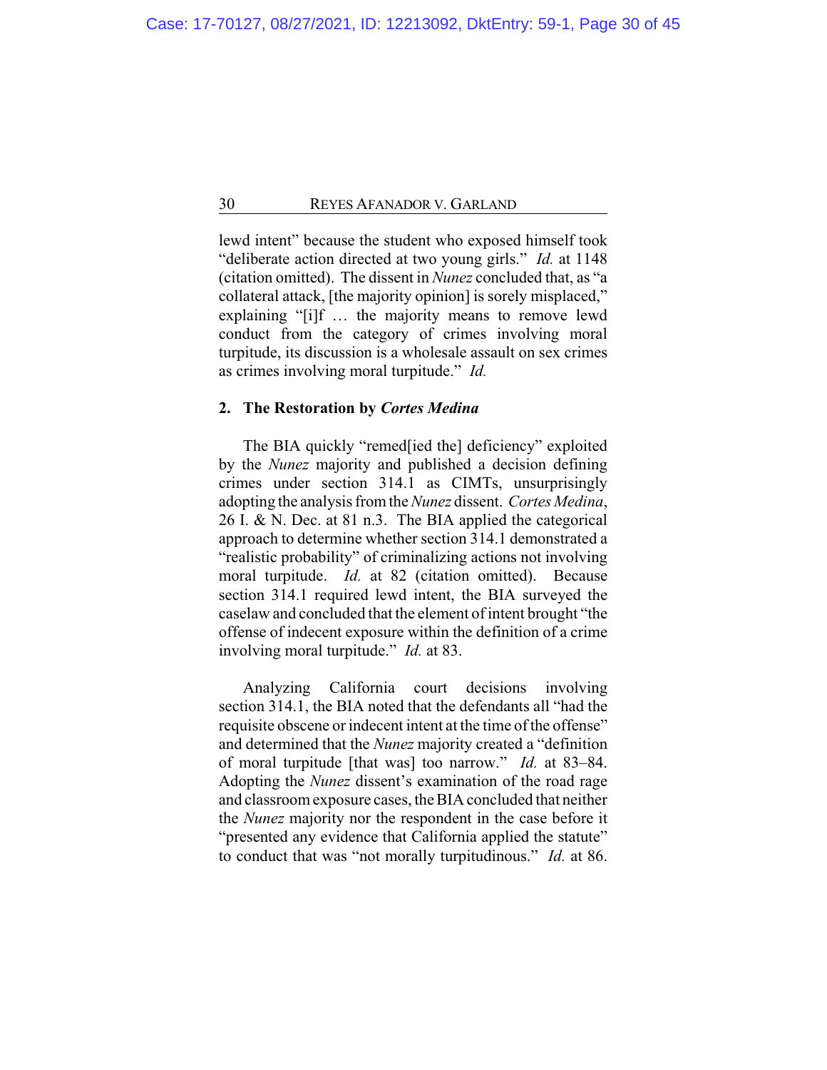lewd intent" because the student who exposed himself took "deliberate action directed at two young girls." *Id.* at 1148 (citation omitted). The dissent in *Nunez* concluded that, as "a collateral attack, [the majority opinion] is sorely misplaced," explaining "[i]f … the majority means to remove lewd conduct from the category of crimes involving moral turpitude, its discussion is a wholesale assault on sex crimes as crimes involving moral turpitude." *Id.*

### 2. The Restoration by *Cortes Medina*

The BIA quickly "remed[ied the] deficiency" exploited by the *Nunez* majority and published a decision defining crimes under section 314.1 as CIMTs, unsurprisingly adopting the analysis from the *Nunez* dissent. *Cortes Medina*, 26 I. & N. Dec. at 81 n.3. The BIA applied the categorical approach to determine whether section 314.1 demonstrated a "realistic probability" of criminalizing actions not involving moral turpitude. *Id.* at 82 (citation omitted). Because section 314.1 required lewd intent, the BIA surveyed the caselaw and concluded that the element of intent brought "the offense of indecent exposure within the definition of a crime involving moral turpitude." *Id.* at 83.

Analyzing California court decisions involving section 314.1, the BIA noted that the defendants all "had the requisite obscene or indecent intent at the time of the offense" and determined that the *Nunez* majority created a "definition of moral turpitude [that was] too narrow." *Id.* at 83–84. Adopting the *Nunez* dissent's examination of the road rage and classroom exposure cases, the BIA concluded that neither the *Nunez* majority nor the respondent in the case before it "presented any evidence that California applied the statute" to conduct that was "not morally turpitudinous." *Id.* at 86.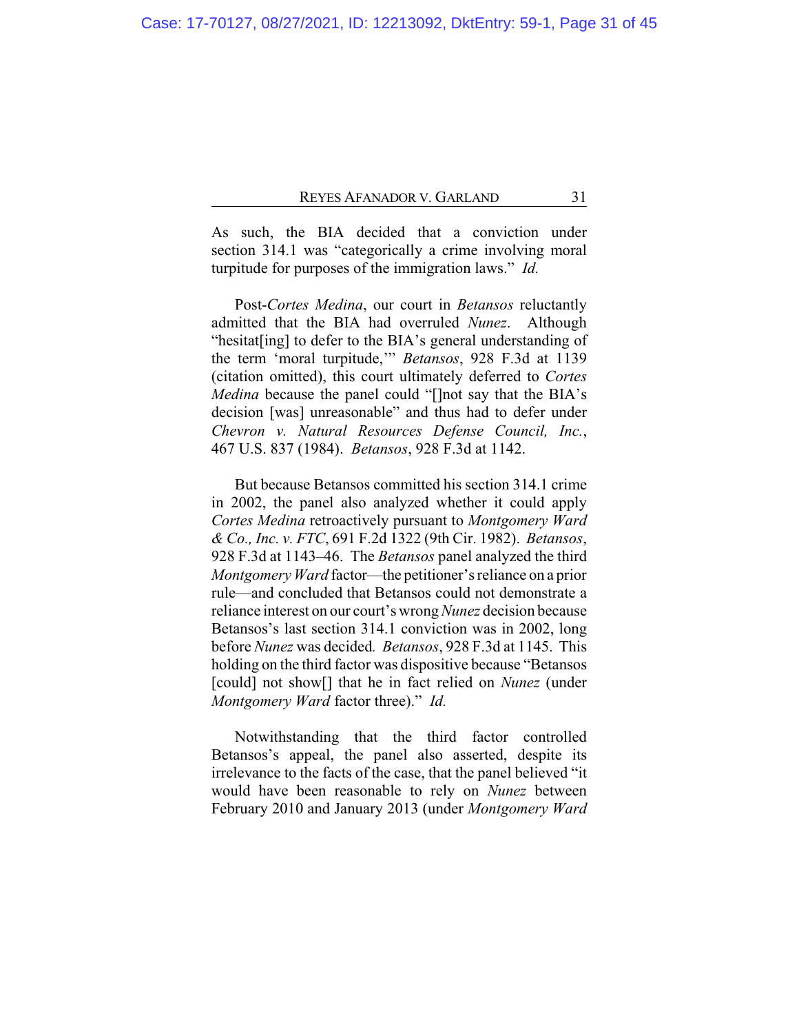As such, the BIA decided that a conviction under section 314.1 was "categorically a crime involving moral turpitude for purposes of the immigration laws." *Id.*

Post-*Cortes Medina*, our court in *Betansos* reluctantly admitted that the BIA had overruled *Nunez*. Although "hesitat[ing] to defer to the BIA's general understanding of the term 'moral turpitude,'" *Betansos*, 928 F.3d at 1139 (citation omitted), this court ultimately deferred to *Cortes Medina* because the panel could "[]not say that the BIA's decision [was] unreasonable" and thus had to defer under *Chevron v. Natural Resources Defense Council, Inc.*, 467 U.S. 837 (1984). *Betansos*, 928 F.3d at 1142.

But because Betansos committed his section 314.1 crime in 2002, the panel also analyzed whether it could apply *Cortes Medina* retroactively pursuant to *Montgomery Ward & Co., Inc. v. FTC*, 691 F.2d 1322 (9th Cir. 1982). *Betansos*, 928 F.3d at 1143–46. The *Betansos* panel analyzed the third *Montgomery Ward* factor—the petitioner's reliance on a prior rule—and concluded that Betansos could not demonstrate a reliance interest on our court's wrong *Nunez* decision because Betansos's last section 314.1 conviction was in 2002, long before *Nunez* was decided. *Betansos*, 928 F.3d at 1145. This holding on the third factor was dispositive because "Betansos [could] not show[] that he in fact relied on *Nunez* (under *Montgomery Ward* factor three)." *Id.*

Notwithstanding that the third factor controlled Betansos's appeal, the panel also asserted, despite its irrelevance to the facts of the case, that the panel believed "it would have been reasonable to rely on *Nunez* between February 2010 and January 2013 (under *Montgomery Ward*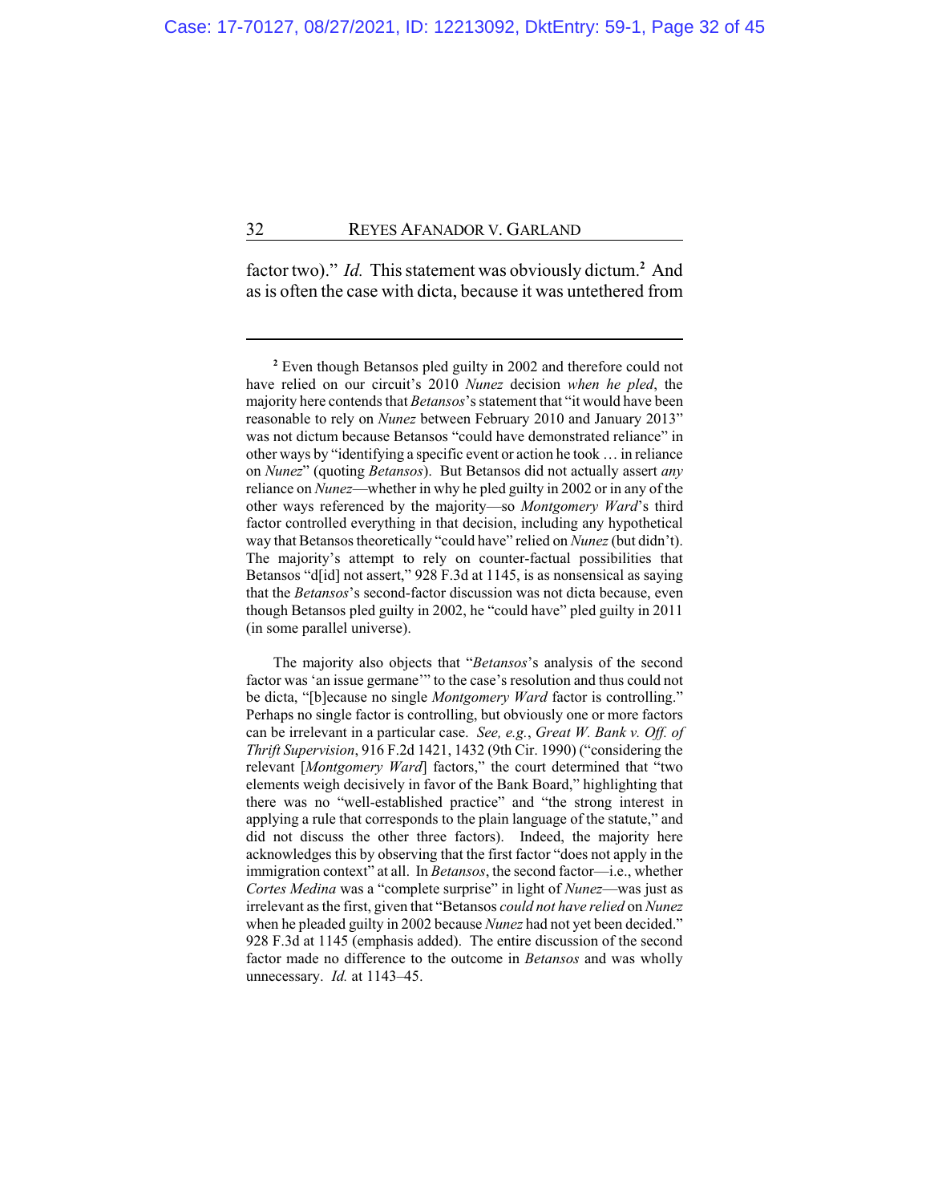factor two)." *Id.* This statement was obviously dictum.[2] And as is often the case with dicta, because it was untethered from

---

[2] Even though Betansos pled guilty in 2002 and therefore could not have relied on our circuit's 2010 *Nunez* decision *when he pled*, the majority here contends that *Betansos*'s statement that "it would have been reasonable to rely on *Nunez* between February 2010 and January 2013" was not dictum because Betansos "could have demonstrated reliance" in other ways by "identifying a specific event or action he took … in reliance on *Nunez*" (quoting *Betansos*). But Betansos did not actually assert *any* reliance on *Nunez*—whether in why he pled guilty in 2002 or in any of the other ways referenced by the majority—so *Montgomery Ward*'s third factor controlled everything in that decision, including any hypothetical way that Betansos theoretically "could have" relied on *Nunez* (but didn't). The majority's attempt to rely on counter-factual possibilities that Betansos "d[id] not assert," 928 F.3d at 1145, is as nonsensical as saying that the *Betansos*'s second-factor discussion was not dicta because, even though Betansos pled guilty in 2002, he "could have" pled guilty in 2011 (in some parallel universe).

The majority also objects that "*Betansos*'s analysis of the second factor was 'an issue germane'" to the case's resolution and thus could not be dicta, "[b]ecause no single *Montgomery Ward* factor is controlling." Perhaps no single factor is controlling, but obviously one or more factors can be irrelevant in a particular case. *See, e.g.*, *Great W. Bank v. Off. of Thrift Supervision*, 916 F.2d 1421, 1432 (9th Cir. 1990) ("considering the relevant [*Montgomery Ward*] factors," the court determined that "two elements weigh decisively in favor of the Bank Board," highlighting that there was no "well-established practice" and "the strong interest in applying a rule that corresponds to the plain language of the statute," and did not discuss the other three factors). Indeed, the majority here acknowledges this by observing that the first factor "does not apply in the immigration context" at all. In *Betansos*, the second factor—i.e., whether *Cortes Medina* was a "complete surprise" in light of *Nunez*—was just as irrelevant as the first, given that "Betansos *could not have relied* on *Nunez* when he pleaded guilty in 2002 because *Nunez* had not yet been decided." 928 F.3d at 1145 (emphasis added). The entire discussion of the second factor made no difference to the outcome in *Betansos* and was wholly unnecessary. *Id.* at 1143–45.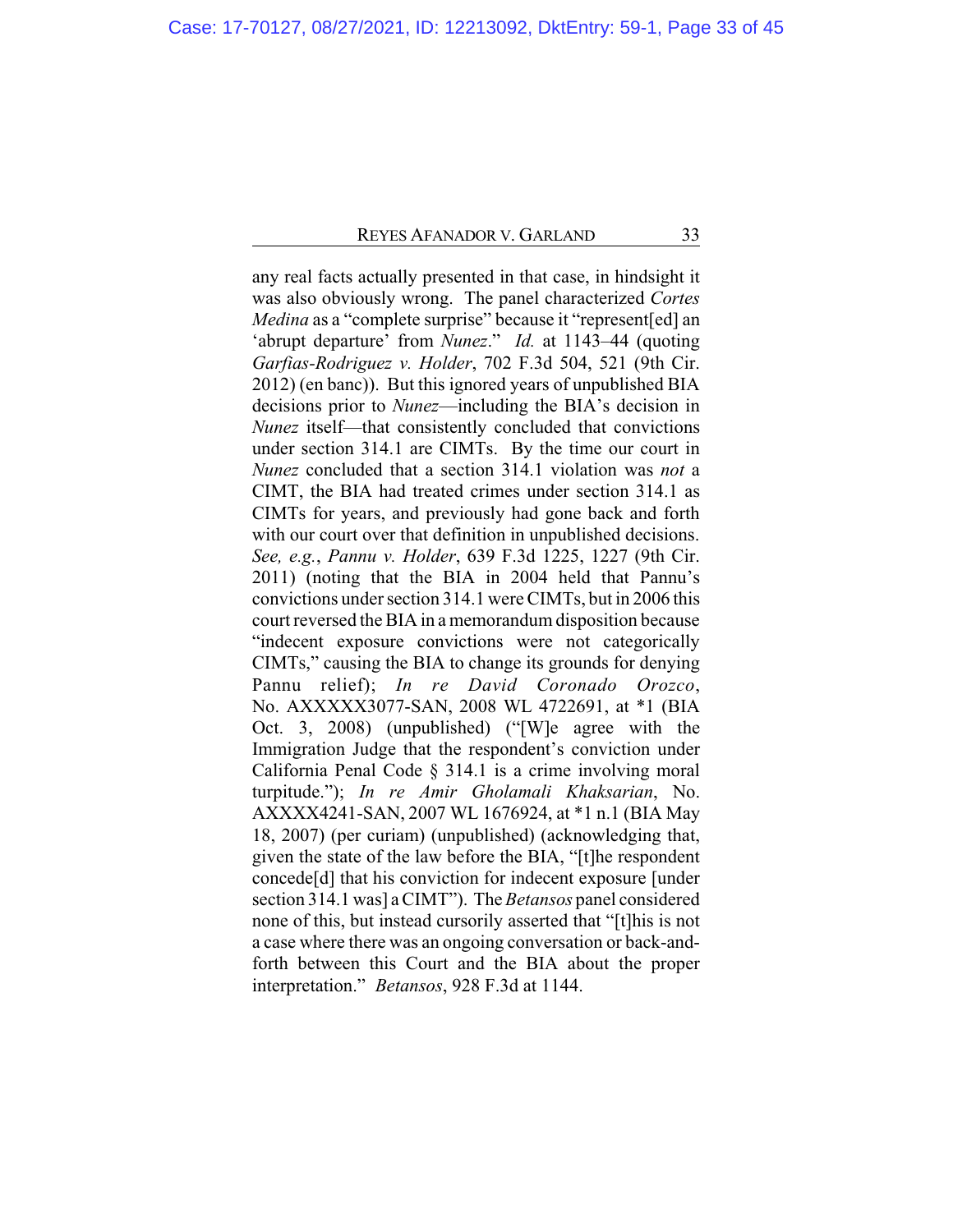any real facts actually presented in that case, in hindsight it was also obviously wrong. The panel characterized *Cortes Medina* as a "complete surprise" because it "represent[ed] an 'abrupt departure' from *Nunez*." *Id.* at 1143–44 (quoting *Garfias-Rodriguez v. Holder*, 702 F.3d 504, 521 (9th Cir. 2012) (en banc)). But this ignored years of unpublished BIA decisions prior to *Nunez*—including the BIA's decision in *Nunez* itself—that consistently concluded that convictions under section 314.1 are CIMTs. By the time our court in *Nunez* concluded that a section 314.1 violation was *not* a CIMT, the BIA had treated crimes under section 314.1 as CIMTs for years, and previously had gone back and forth with our court over that definition in unpublished decisions. *See, e.g.*, *Pannu v. Holder*, 639 F.3d 1225, 1227 (9th Cir. 2011) (noting that the BIA in 2004 held that Pannu's convictions under section 314.1 were CIMTs, but in 2006 this court reversed the BIA in a memorandum disposition because "indecent exposure convictions were not categorically CIMTs," causing the BIA to change its grounds for denying Pannu relief); *In re David Coronado Orozco*, No. AXXXXX3077-SAN, 2008 WL 4722691, at *1 (BIA Oct. 3, 2008) (unpublished) ("[W]e agree with the Immigration Judge that the respondent's conviction under California Penal Code § 314.1 is a crime involving moral turpitude."); *In re Amir Gholamali Khaksarian*, No. AXXXX4241-SAN, 2007 WL 1676924, at *1 n.1 (BIA May 18, 2007) (per curiam) (unpublished) (acknowledging that, given the state of the law before the BIA, "[t]he respondent concede[d] that his conviction for indecent exposure [under section 314.1 was] a CIMT"). The *Betansos* panel considered none of this, but instead cursorily asserted that "[t]his is not a case where there was an ongoing conversation or back-and-forth between this Court and the BIA about the proper interpretation." *Betansos*, 928 F.3d at 1144.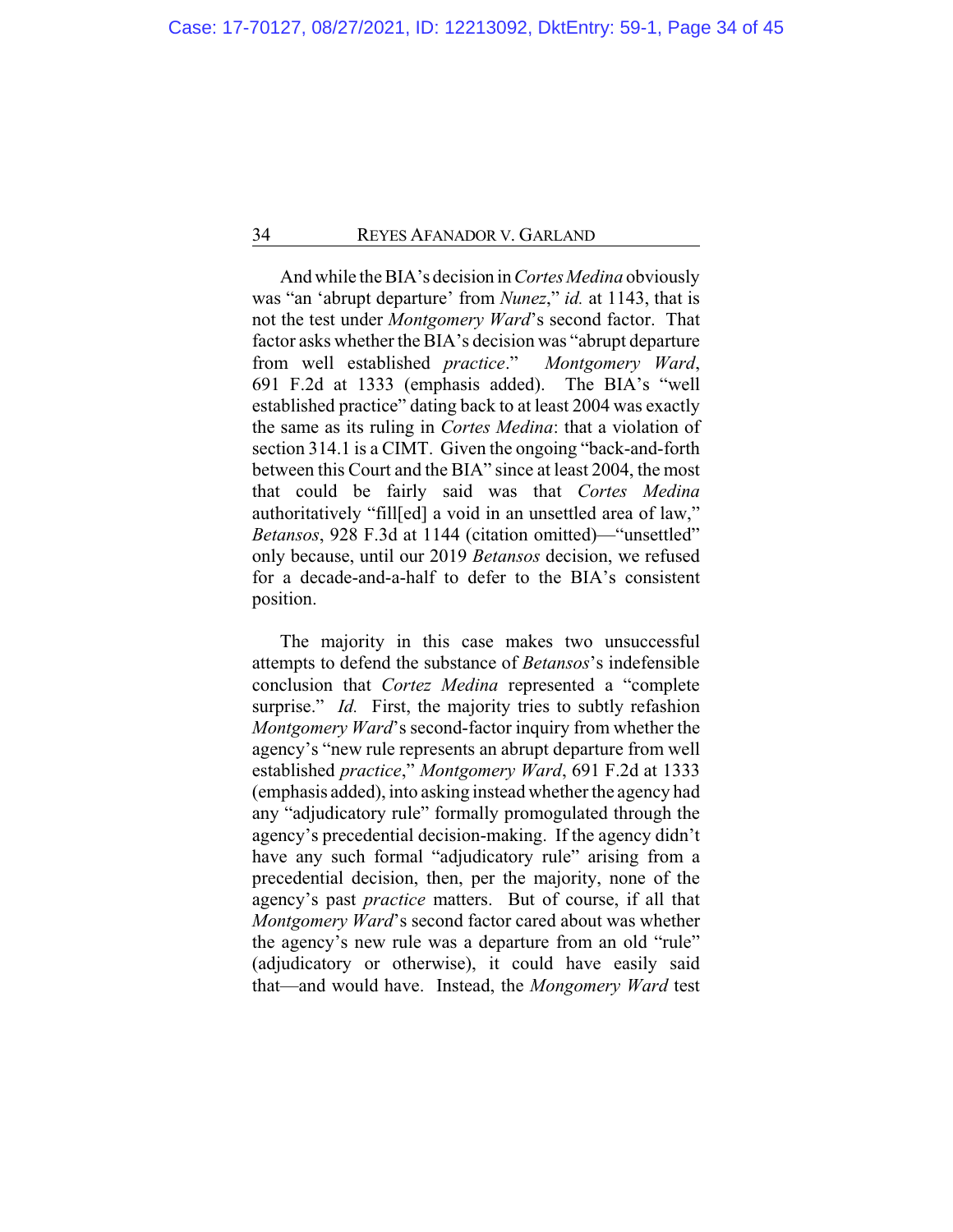And while the BIA's decision in *Cortes Medina* obviously was "an 'abrupt departure' from *Nunez*," *id.* at 1143, that is not the test under *Montgomery Ward*'s second factor. That factor asks whether the BIA's decision was "abrupt departure from well established *practice*." *Montgomery Ward*, 691 F.2d at 1333 (emphasis added). The BIA's "well established practice" dating back to at least 2004 was exactly the same as its ruling in *Cortes Medina*: that a violation of section 314.1 is a CIMT. Given the ongoing "back-and-forth between this Court and the BIA" since at least 2004, the most that could be fairly said was that *Cortes Medina* authoritatively "fill[ed] a void in an unsettled area of law," *Betansos*, 928 F.3d at 1144 (citation omitted)—"unsettled" only because, until our 2019 *Betansos* decision, we refused for a decade-and-a-half to defer to the BIA's consistent position.

The majority in this case makes two unsuccessful attempts to defend the substance of *Betansos*'s indefensible conclusion that *Cortez Medina* represented a "complete surprise." *Id.* First, the majority tries to subtly refashion *Montgomery Ward*'s second-factor inquiry from whether the agency's "new rule represents an abrupt departure from well established *practice*," *Montgomery Ward*, 691 F.2d at 1333 (emphasis added), into asking instead whether the agency had any "adjudicatory rule" formally promogulated through the agency's precedential decision-making. If the agency didn't have any such formal "adjudicatory rule" arising from a precedential decision, then, per the majority, none of the agency's past *practice* matters. But of course, if all that *Montgomery Ward*'s second factor cared about was whether the agency's new rule was a departure from an old "rule" (adjudicatory or otherwise), it could have easily said that—and would have. Instead, the *Mongomery Ward* test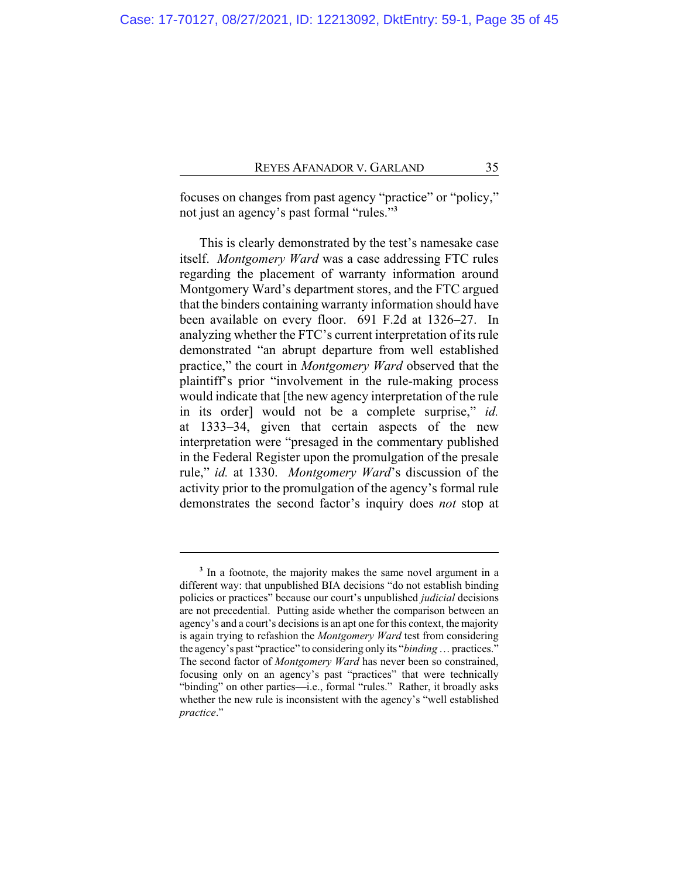focuses on changes from past agency "practice" or "policy," not just an agency's past formal "rules."[3]

This is clearly demonstrated by the test's namesake case itself. *Montgomery Ward* was a case addressing FTC rules regarding the placement of warranty information around Montgomery Ward's department stores, and the FTC argued that the binders containing warranty information should have been available on every floor. 691 F.2d at 1326–27. In analyzing whether the FTC's current interpretation of its rule demonstrated "an abrupt departure from well established practice," the court in *Montgomery Ward* observed that the plaintiff's prior "involvement in the rule-making process would indicate that [the new agency interpretation of the rule in its order] would not be a complete surprise," *id.* at 1333–34, given that certain aspects of the new interpretation were "presaged in the commentary published in the Federal Register upon the promulgation of the presale rule," *id.* at 1330. *Montgomery Ward*'s discussion of the activity prior to the promulgation of the agency's formal rule demonstrates the second factor's inquiry does *not* stop at

---

[3] In a footnote, the majority makes the same novel argument in a different way: that unpublished BIA decisions "do not establish binding policies or practices" because our court's unpublished *judicial* decisions are not precedential. Putting aside whether the comparison between an agency's and a court's decisions is an apt one for this context, the majority is again trying to refashion the *Montgomery Ward* test from considering the agency's past "practice" to considering only its "*binding* … practices." The second factor of *Montgomery Ward* has never been so constrained, focusing only on an agency's past "practices" that were technically "binding" on other parties—i.e., formal "rules." Rather, it broadly asks whether the new rule is inconsistent with the agency's "well established *practice*."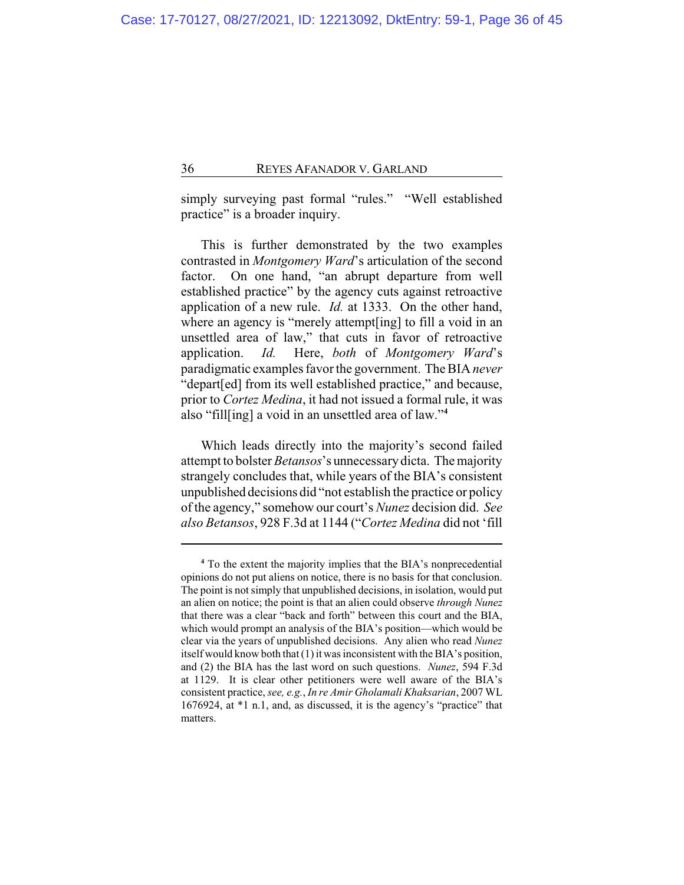simply surveying past formal "rules." "Well established practice" is a broader inquiry.

This is further demonstrated by the two examples contrasted in *Montgomery Ward*'s articulation of the second factor. On one hand, "an abrupt departure from well established practice" by the agency cuts against retroactive application of a new rule. *Id.* at 1333. On the other hand, where an agency is "merely attempt[ing] to fill a void in an unsettled area of law," that cuts in favor of retroactive application. *Id.* Here, *both* of *Montgomery Ward*'s paradigmatic examples favor the government. The BIA *never* "depart[ed] from its well established practice," and because, prior to *Cortez Medina*, it had not issued a formal rule, it was also "fill[ing] a void in an unsettled area of law."[4]

Which leads directly into the majority's second failed attempt to bolster *Betansos*'s unnecessary dicta. The majority strangely concludes that, while years of the BIA's consistent unpublished decisions did "not establish the practice or policy of the agency," somehow our court's *Nunez* decision did. *See also Betansos*, 928 F.3d at 1144 ("*Cortez Medina* did not 'fill

---

[4] To the extent the majority implies that the BIA's nonprecedential opinions do not put aliens on notice, there is no basis for that conclusion. The point is not simply that unpublished decisions, in isolation, would put an alien on notice; the point is that an alien could observe *through Nunez* that there was a clear "back and forth" between this court and the BIA, which would prompt an analysis of the BIA's position—which would be clear via the years of unpublished decisions. Any alien who read *Nunez* itself would know both that (1) it was inconsistent with the BIA's position, and (2) the BIA has the last word on such questions. *Nunez*, 594 F.3d at 1129. It is clear other petitioners were well aware of the BIA's consistent practice, *see, e.g.*, *In re Amir Gholamali Khaksarian*, 2007 WL 1676924, at *1 n.1, and, as discussed, it is the agency's "practice" that matters.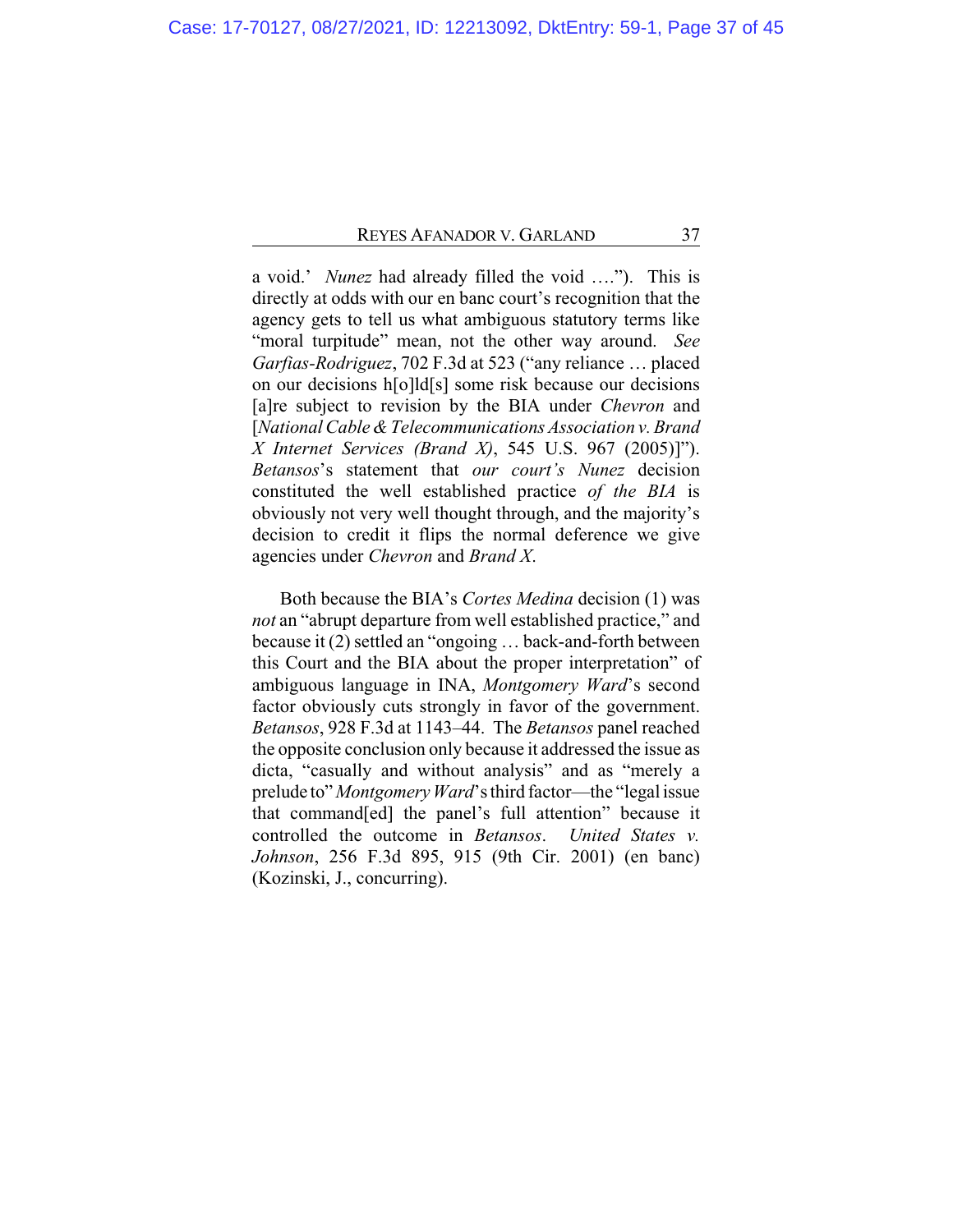a void.' *Nunez* had already filled the void ….").  This is directly at odds with our en banc court's recognition that the agency gets to tell us what ambiguous statutory terms like "moral turpitude" mean, not the other way around.  *See Garfias-Rodriguez*, 702 F.3d at 523 ("any reliance … placed on our decisions h[o]ld[s] some risk because our decisions [a]re subject to revision by the BIA under *Chevron* and [*National Cable & Telecommunications Association v. Brand X Internet Services (Brand X)*, 545 U.S. 967 (2005)]"). *Betansos*'s statement that *our court's Nunez* decision constituted the well established practice *of the BIA* is obviously not very well thought through, and the majority's decision to credit it flips the normal deference we give agencies under *Chevron* and *Brand X*.

Both because the BIA's *Cortes Medina* decision (1) was *not* an "abrupt departure from well established practice," and because it (2) settled an "ongoing … back-and-forth between this Court and the BIA about the proper interpretation" of ambiguous language in INA, *Montgomery Ward*'s second factor obviously cuts strongly in favor of the government. *Betansos*, 928 F.3d at 1143–44.  The *Betansos* panel reached the opposite conclusion only because it addressed the issue as dicta, "casually and without analysis" and as "merely a prelude to" *Montgomery Ward*'s third factor—the "legal issue that command[ed] the panel's full attention" because it controlled the outcome in *Betansos*.  *United States v. Johnson*, 256 F.3d 895, 915 (9th Cir. 2001) (en banc) (Kozinski, J., concurring).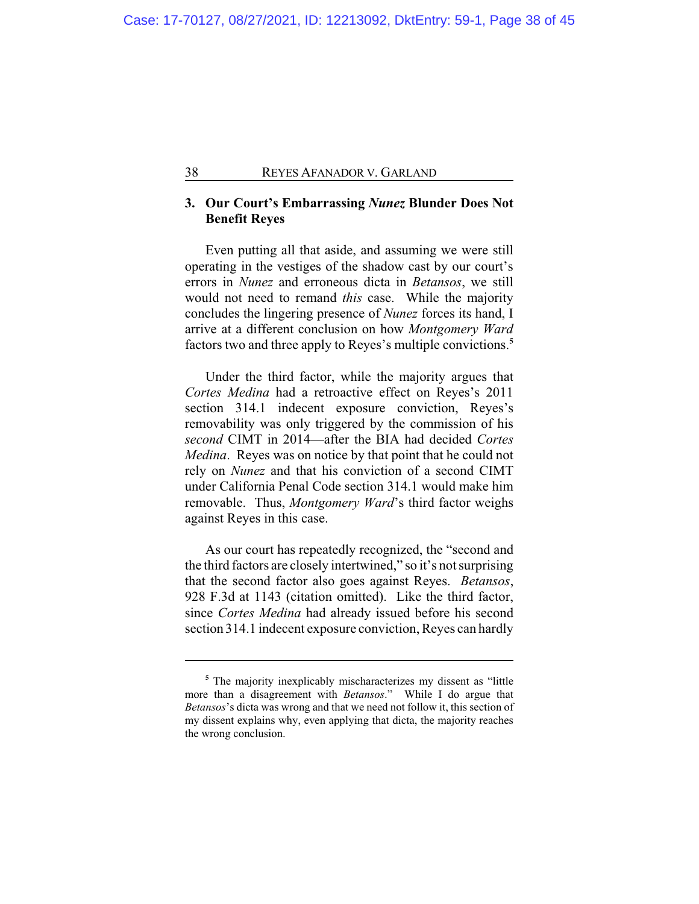### 3. Our Court's Embarrassing *Nunez* Blunder Does Not Benefit Reyes

Even putting all that aside, and assuming we were still operating in the vestiges of the shadow cast by our court's errors in *Nunez* and erroneous dicta in *Betansos*, we still would not need to remand *this* case. While the majority concludes the lingering presence of *Nunez* forces its hand, I arrive at a different conclusion on how *Montgomery Ward* factors two and three apply to Reyes's multiple convictions.[5]

Under the third factor, while the majority argues that *Cortes Medina* had a retroactive effect on Reyes's 2011 section 314.1 indecent exposure conviction, Reyes's removability was only triggered by the commission of his *second* CIMT in 2014—after the BIA had decided *Cortes Medina*. Reyes was on notice by that point that he could not rely on *Nunez* and that his conviction of a second CIMT under California Penal Code section 314.1 would make him removable. Thus, *Montgomery Ward*'s third factor weighs against Reyes in this case.

As our court has repeatedly recognized, the "second and the third factors are closely intertwined," so it's not surprising that the second factor also goes against Reyes. *Betansos*, 928 F.3d at 1143 (citation omitted). Like the third factor, since *Cortes Medina* had already issued before his second section 314.1 indecent exposure conviction, Reyes can hardly

---

[5] The majority inexplicably mischaracterizes my dissent as "little more than a disagreement with *Betansos*." While I do argue that *Betansos*'s dicta was wrong and that we need not follow it, this section of my dissent explains why, even applying that dicta, the majority reaches the wrong conclusion.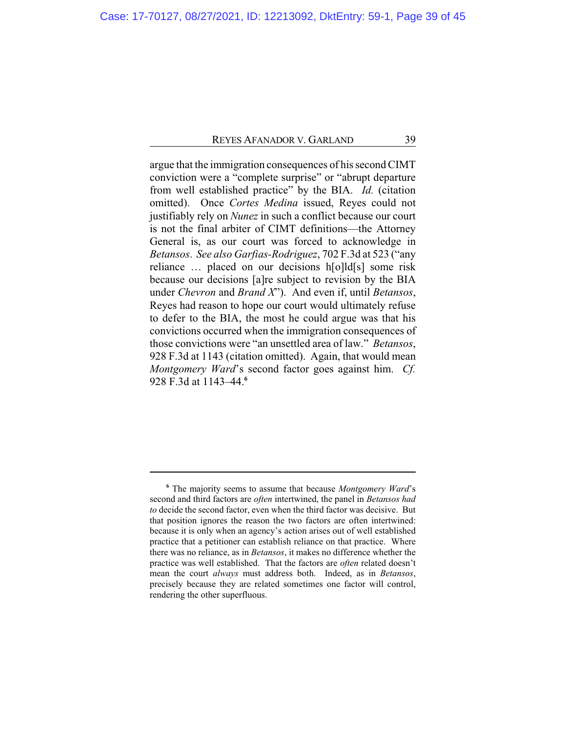argue that the immigration consequences of his second CIMT conviction were a "complete surprise" or "abrupt departure from well established practice" by the BIA. *Id.* (citation omitted). Once *Cortes Medina* issued, Reyes could not justifiably rely on *Nunez* in such a conflict because our court is not the final arbiter of CIMT definitions—the Attorney General is, as our court was forced to acknowledge in *Betansos*. *See also Garfias-Rodriguez*, 702 F.3d at 523 ("any reliance … placed on our decisions h[o]ld[s] some risk because our decisions [a]re subject to revision by the BIA under *Chevron* and *Brand X*"). And even if, until *Betansos*, Reyes had reason to hope our court would ultimately refuse to defer to the BIA, the most he could argue was that his convictions occurred when the immigration consequences of those convictions were "an unsettled area of law." *Betansos*, 928 F.3d at 1143 (citation omitted). Again, that would mean *Montgomery Ward*'s second factor goes against him. *Cf.* 928 F.3d at 1143–44.[6]

---

[6] The majority seems to assume that because *Montgomery Ward*'s second and third factors are *often* intertwined, the panel in *Betansos had to* decide the second factor, even when the third factor was decisive. But that position ignores the reason the two factors are often intertwined: because it is only when an agency's action arises out of well established practice that a petitioner can establish reliance on that practice. Where there was no reliance, as in *Betansos*, it makes no difference whether the practice was well established. That the factors are *often* related doesn't mean the court *always* must address both. Indeed, as in *Betansos*, precisely because they are related sometimes one factor will control, rendering the other superfluous.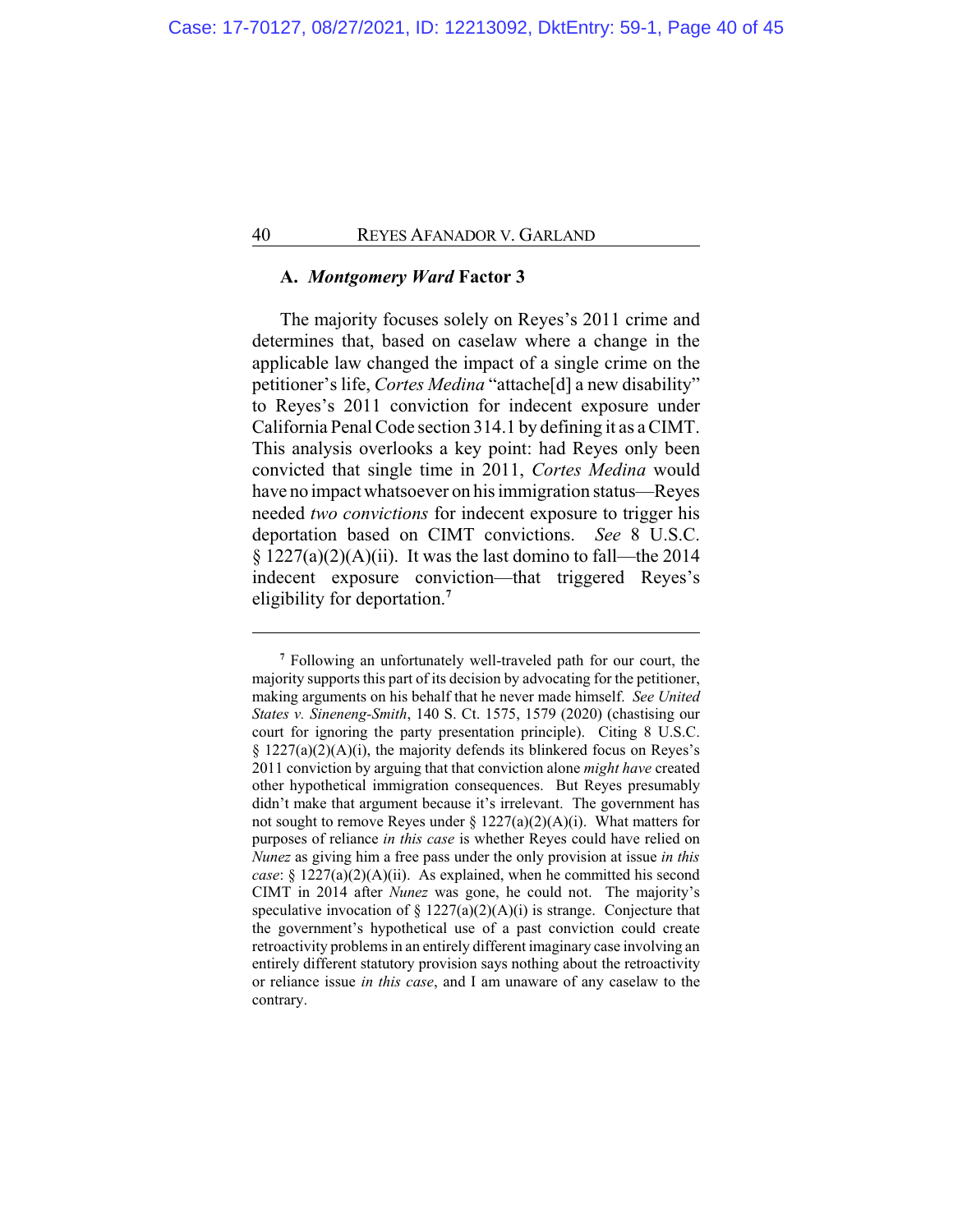### A. *Montgomery Ward* Factor 3

The majority focuses solely on Reyes's 2011 crime and determines that, based on caselaw where a change in the applicable law changed the impact of a single crime on the petitioner's life, *Cortes Medina* "attache[d] a new disability" to Reyes's 2011 conviction for indecent exposure under California Penal Code section 314.1 by defining it as a CIMT. This analysis overlooks a key point: had Reyes only been convicted that single time in 2011, *Cortes Medina* would have no impact whatsoever on his immigration status—Reyes needed *two convictions* for indecent exposure to trigger his deportation based on CIMT convictions. *See* 8 U.S.C. § 1227(a)(2)(A)(ii). It was the last domino to fall—the 2014 indecent exposure conviction—that triggered Reyes's eligibility for deportation.[7]

---

[7] Following an unfortunately well-traveled path for our court, the majority supports this part of its decision by advocating for the petitioner, making arguments on his behalf that he never made himself. *See United States v. Sineneng-Smith*, 140 S. Ct. 1575, 1579 (2020) (chastising our court for ignoring the party presentation principle). Citing 8 U.S.C. § 1227(a)(2)(A)(i), the majority defends its blinkered focus on Reyes's 2011 conviction by arguing that that conviction alone *might have* created other hypothetical immigration consequences. But Reyes presumably didn't make that argument because it's irrelevant. The government has not sought to remove Reyes under § 1227(a)(2)(A)(i). What matters for purposes of reliance *in this case* is whether Reyes could have relied on *Nunez* as giving him a free pass under the only provision at issue *in this case*: § 1227(a)(2)(A)(ii). As explained, when he committed his second CIMT in 2014 after *Nunez* was gone, he could not. The majority's speculative invocation of § 1227(a)(2)(A)(i) is strange. Conjecture that the government's hypothetical use of a past conviction could create retroactivity problems in an entirely different imaginary case involving an entirely different statutory provision says nothing about the retroactivity or reliance issue *in this case*, and I am unaware of any caselaw to the contrary.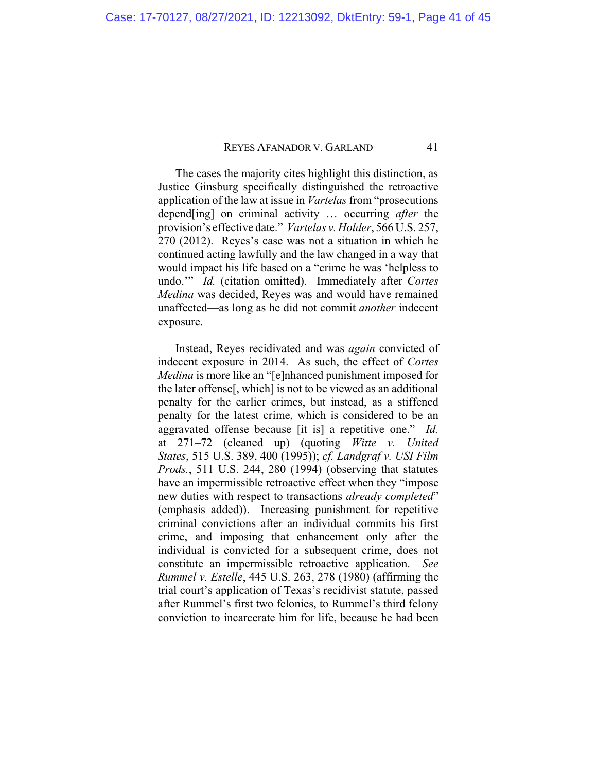The cases the majority cites highlight this distinction, as Justice Ginsburg specifically distinguished the retroactive application of the law at issue in *Vartelas* from "prosecutions depend[ing] on criminal activity … occurring *after* the provision's effective date." *Vartelas v. Holder*, 566 U.S. 257, 270 (2012). Reyes's case was not a situation in which he continued acting lawfully and the law changed in a way that would impact his life based on a "crime he was 'helpless to undo.'" *Id.* (citation omitted). Immediately after *Cortes Medina* was decided, Reyes was and would have remained unaffected—as long as he did not commit *another* indecent exposure.

Instead, Reyes recidivated and was *again* convicted of indecent exposure in 2014. As such, the effect of *Cortes Medina* is more like an "[e]nhanced punishment imposed for the later offense[, which] is not to be viewed as an additional penalty for the earlier crimes, but instead, as a stiffened penalty for the latest crime, which is considered to be an aggravated offense because [it is] a repetitive one." *Id.* at 271–72 (cleaned up) (quoting *Witte v. United States*, 515 U.S. 389, 400 (1995)); *cf. Landgraf v. USI Film Prods.*, 511 U.S. 244, 280 (1994) (observing that statutes have an impermissible retroactive effect when they "impose new duties with respect to transactions *already completed*" (emphasis added)). Increasing punishment for repetitive criminal convictions after an individual commits his first crime, and imposing that enhancement only after the individual is convicted for a subsequent crime, does not constitute an impermissible retroactive application. *See Rummel v. Estelle*, 445 U.S. 263, 278 (1980) (affirming the trial court's application of Texas's recidivist statute, passed after Rummel's first two felonies, to Rummel's third felony conviction to incarcerate him for life, because he had been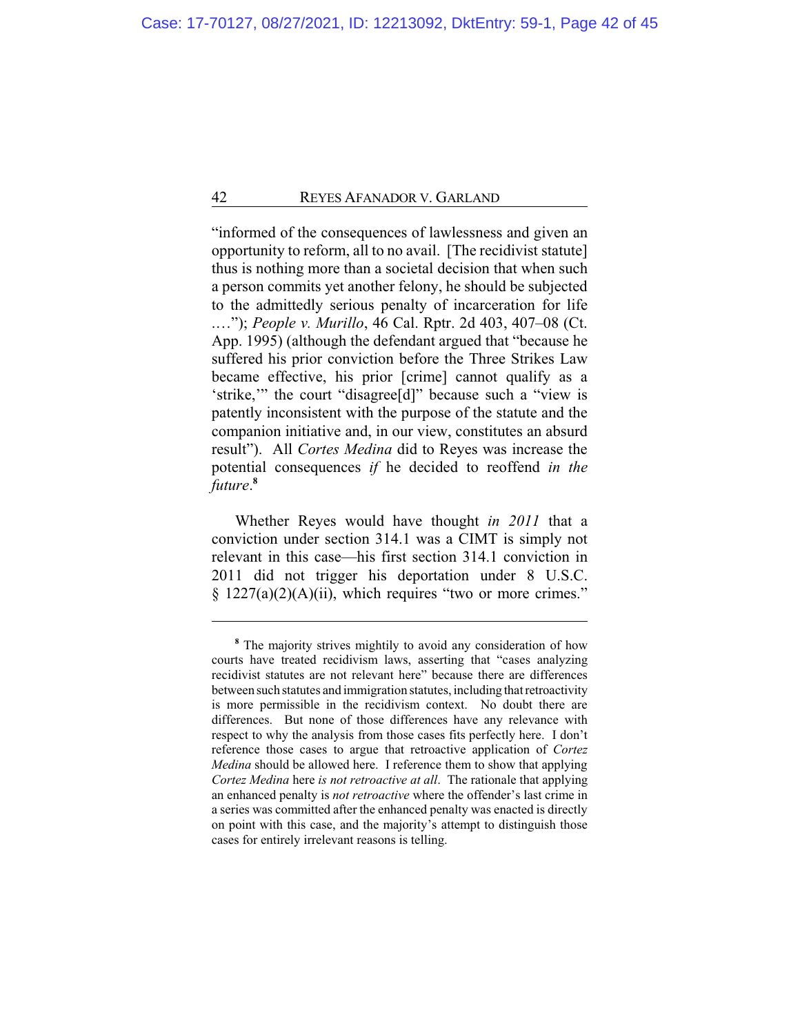"informed of the consequences of lawlessness and given an opportunity to reform, all to no avail. [The recidivist statute] thus is nothing more than a societal decision that when such a person commits yet another felony, he should be subjected to the admittedly serious penalty of incarceration for life . . . ."); *People v. Murillo*, 46 Cal. Rptr. 2d 403, 407–08 (Ct. App. 1995) (although the defendant argued that "because he suffered his prior conviction before the Three Strikes Law became effective, his prior [crime] cannot qualify as a 'strike,'" the court "disagree[d]" because such a "view is patently inconsistent with the purpose of the statute and the companion initiative and, in our view, constitutes an absurd result"). All *Cortes Medina* did to Reyes was increase the potential consequences *if* he decided to reoffend *in the future*.[8]

Whether Reyes would have thought *in 2011* that a conviction under section 314.1 was a CIMT is simply not relevant in this case—his first section 314.1 conviction in 2011 did not trigger his deportation under 8 U.S.C. § 1227(a)(2)(A)(ii), which requires "two or more crimes."

---

[8] The majority strives mightily to avoid any consideration of how courts have treated recidivism laws, asserting that "cases analyzing recidivist statutes are not relevant here" because there are differences between such statutes and immigration statutes, including that retroactivity is more permissible in the recidivism context. No doubt there are differences. But none of those differences have any relevance with respect to why the analysis from those cases fits perfectly here. I don't reference those cases to argue that retroactive application of *Cortez Medina* should be allowed here. I reference them to show that applying *Cortez Medina* here *is not retroactive at all*. The rationale that applying an enhanced penalty is *not retroactive* where the offender's last crime in a series was committed after the enhanced penalty was enacted is directly on point with this case, and the majority's attempt to distinguish those cases for entirely irrelevant reasons is telling.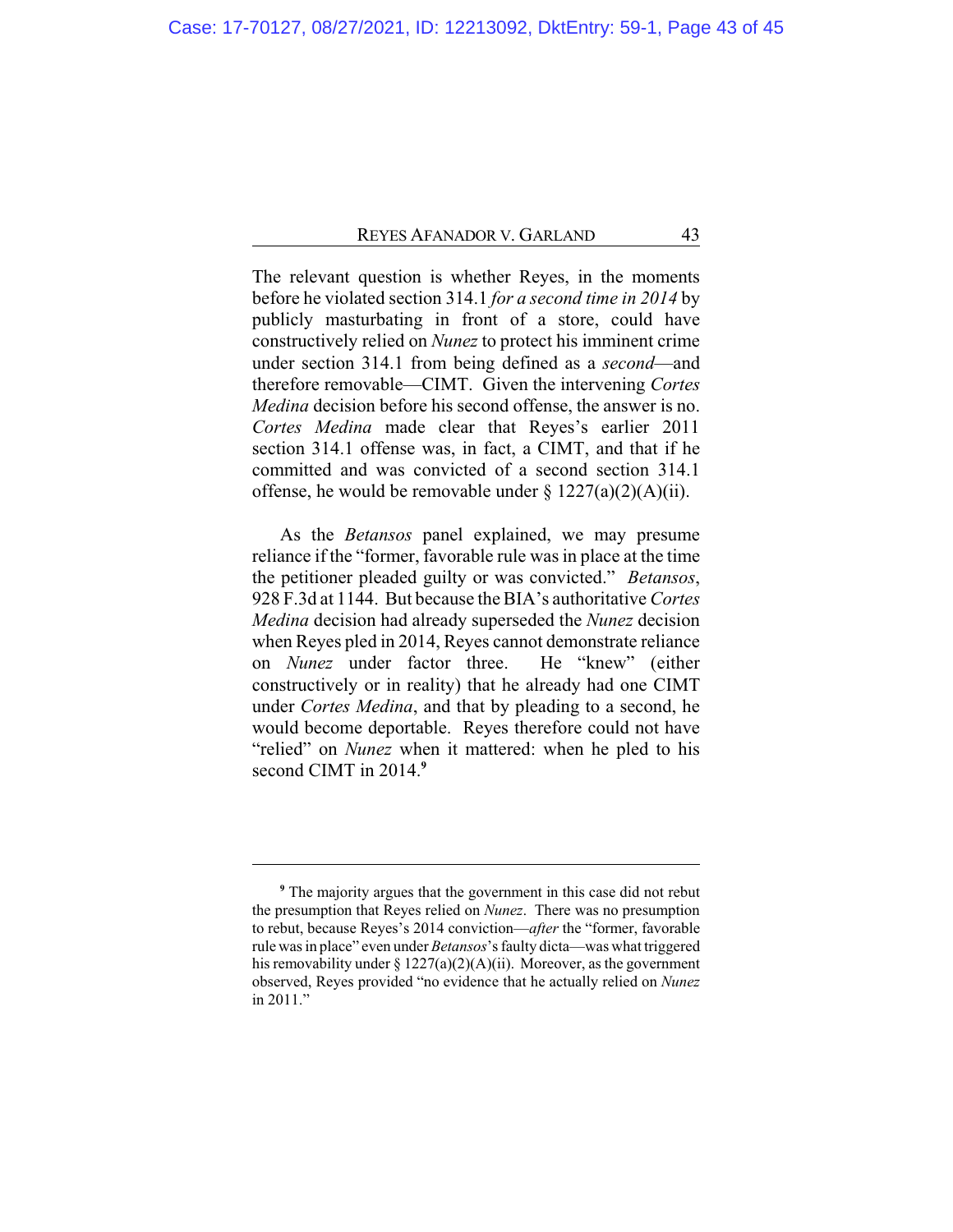The relevant question is whether Reyes, in the moments before he violated section 314.1 *for a second time in 2014* by publicly masturbating in front of a store, could have constructively relied on *Nunez* to protect his imminent crime under section 314.1 from being defined as a *second*—and therefore removable—CIMT. Given the intervening *Cortes Medina* decision before his second offense, the answer is no. *Cortes Medina* made clear that Reyes's earlier 2011 section 314.1 offense was, in fact, a CIMT, and that if he committed and was convicted of a second section 314.1 offense, he would be removable under § 1227(a)(2)(A)(ii).

As the *Betansos* panel explained, we may presume reliance if the "former, favorable rule was in place at the time the petitioner pleaded guilty or was convicted." *Betansos*, 928 F.3d at 1144. But because the BIA's authoritative *Cortes Medina* decision had already superseded the *Nunez* decision when Reyes pled in 2014, Reyes cannot demonstrate reliance on *Nunez* under factor three. He "knew" (either constructively or in reality) that he already had one CIMT under *Cortes Medina*, and that by pleading to a second, he would become deportable. Reyes therefore could not have "relied" on *Nunez* when it mattered: when he pled to his second CIMT in 2014.[9]

---

[9] The majority argues that the government in this case did not rebut the presumption that Reyes relied on *Nunez*. There was no presumption to rebut, because Reyes's 2014 conviction—*after* the "former, favorable rule was in place" even under *Betansos*'s faulty dicta—was what triggered his removability under § 1227(a)(2)(A)(ii). Moreover, as the government observed, Reyes provided "no evidence that he actually relied on *Nunez* in 2011."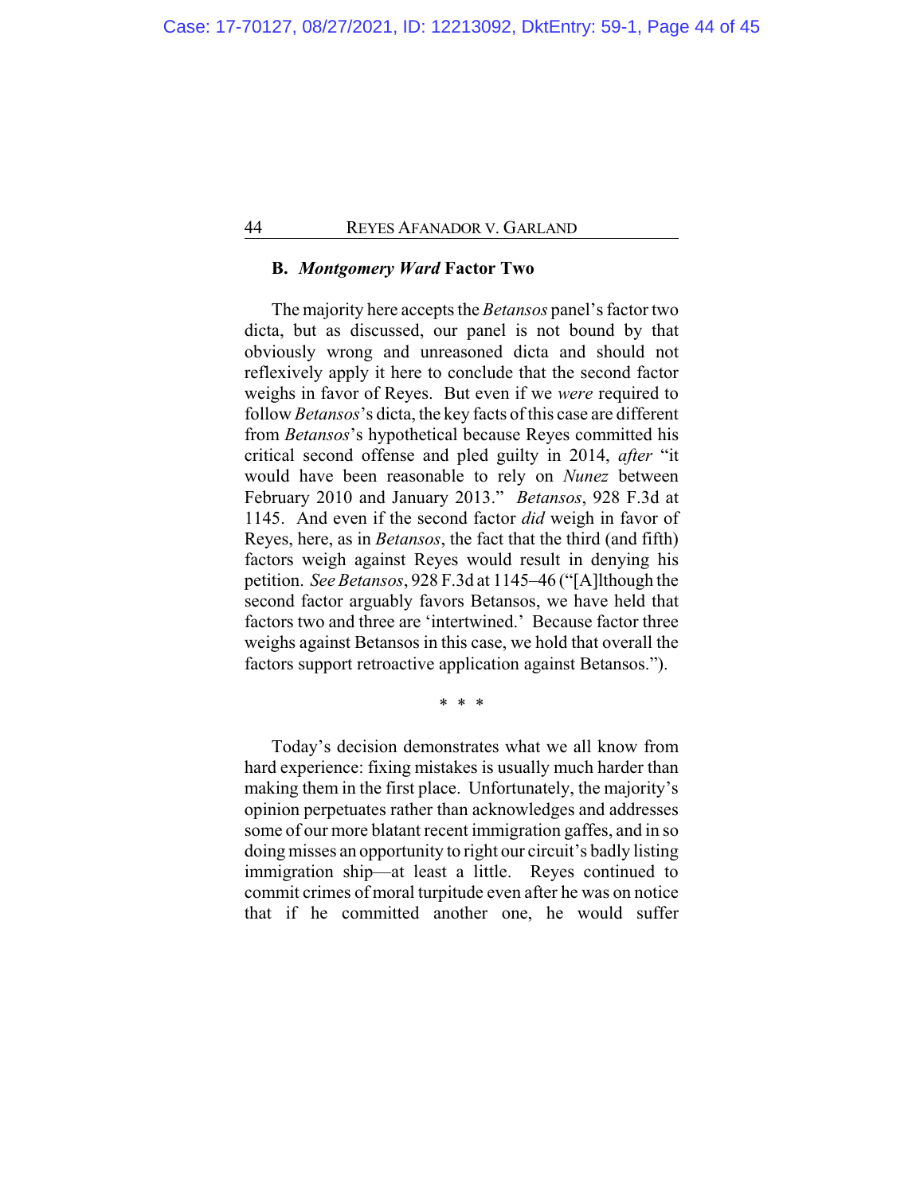### B. *Montgomery Ward* Factor Two

The majority here accepts the *Betansos* panel's factor two dicta, but as discussed, our panel is not bound by that obviously wrong and unreasoned dicta and should not reflexively apply it here to conclude that the second factor weighs in favor of Reyes. But even if we *were* required to follow *Betansos*'s dicta, the key facts of this case are different from *Betansos*'s hypothetical because Reyes committed his critical second offense and pled guilty in 2014, *after* "it would have been reasonable to rely on *Nunez* between February 2010 and January 2013." *Betansos*, 928 F.3d at 1145. And even if the second factor *did* weigh in favor of Reyes, here, as in *Betansos*, the fact that the third (and fifth) factors weigh against Reyes would result in denying his petition. *See Betansos*, 928 F.3d at 1145–46 ("[A]lthough the second factor arguably favors Betansos, we have held that factors two and three are 'intertwined.' Because factor three weighs against Betansos in this case, we hold that overall the factors support retroactive application against Betansos.").

\* \* \*

Today's decision demonstrates what we all know from hard experience: fixing mistakes is usually much harder than making them in the first place. Unfortunately, the majority's opinion perpetuates rather than acknowledges and addresses some of our more blatant recent immigration gaffes, and in so doing misses an opportunity to right our circuit's badly listing immigration ship—at least a little. Reyes continued to commit crimes of moral turpitude even after he was on notice that if he committed another one, he would suffer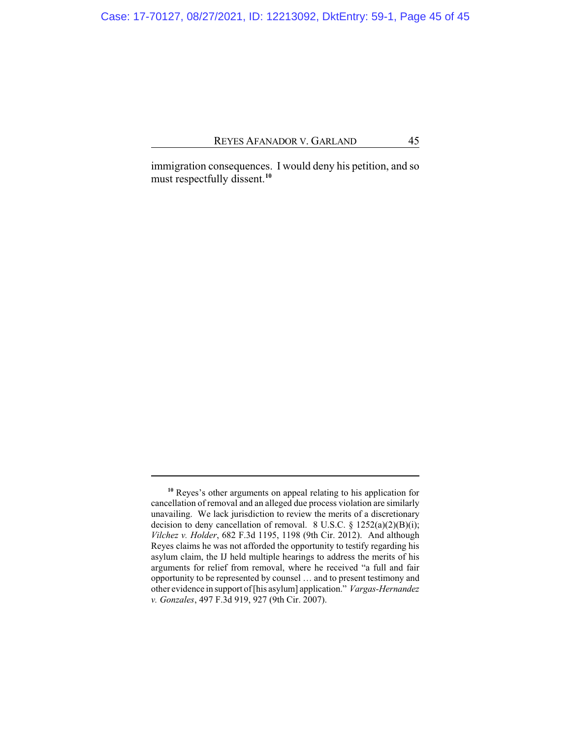immigration consequences. I would deny his petition, and so must respectfully dissent.[10]

---

[10] Reyes's other arguments on appeal relating to his application for cancellation of removal and an alleged due process violation are similarly unavailing. We lack jurisdiction to review the merits of a discretionary decision to deny cancellation of removal. 8 U.S.C. § 1252(a)(2)(B)(i); *Vilchez v. Holder*, 682 F.3d 1195, 1198 (9th Cir. 2012). And although Reyes claims he was not afforded the opportunity to testify regarding his asylum claim, the IJ held multiple hearings to address the merits of his arguments for relief from removal, where he received "a full and fair opportunity to be represented by counsel … and to present testimony and other evidence in support of [his asylum] application." *Vargas-Hernandez v. Gonzales*, 497 F.3d 919, 927 (9th Cir. 2007).